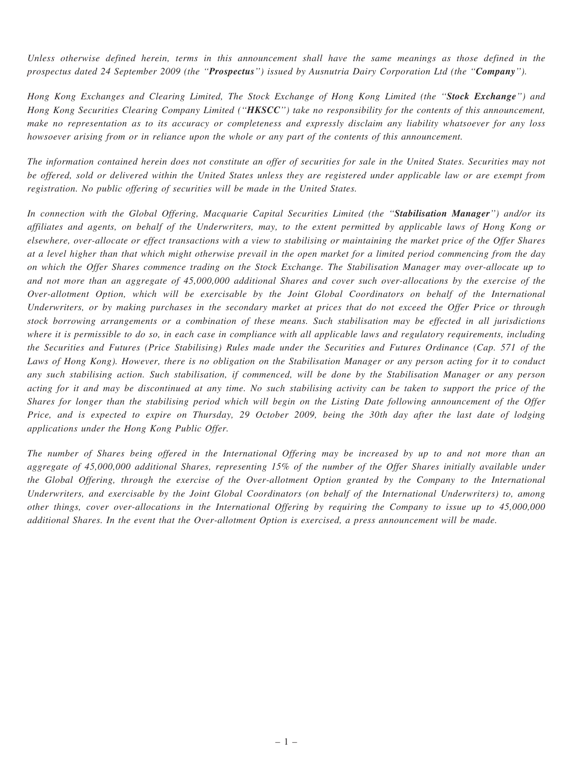*Unless otherwise defined herein, terms in this announcement shall have the same meanings as those defined in the prospectus dated 24 September 2009 (the "**Prospectus**") issued by Ausnutria Dairy Corporation Ltd (the "**Company**").*

*Hong Kong Exchanges and Clearing Limited, The Stock Exchange of Hong Kong Limited (the "**Stock Exchange**") and Hong Kong Securities Clearing Company Limited ("**HKSCC**") take no responsibility for the contents of this announcement, make no representation as to its accuracy or completeness and expressly disclaim any liability whatsoever for any loss howsoever arising from or in reliance upon the whole or any part of the contents of this announcement.*

*The information contained herein does not constitute an offer of securities for sale in the United States. Securities may not be offered, sold or delivered within the United States unless they are registered under applicable law or are exempt from registration. No public offering of securities will be made in the United States.*

*In connection with the Global Offering, Macquarie Capital Securities Limited (the "**Stabilisation Manager**") and/or its affiliates and agents, on behalf of the Underwriters, may, to the extent permitted by applicable laws of Hong Kong or elsewhere, over-allocate or effect transactions with a view to stabilising or maintaining the market price of the Offer Shares at a level higher than that which might otherwise prevail in the open market for a limited period commencing from the day on which the Offer Shares commence trading on the Stock Exchange. The Stabilisation Manager may over-allocate up to and not more than an aggregate of 45,000,000 additional Shares and cover such over-allocations by the exercise of the Over-allotment Option, which will be exercisable by the Joint Global Coordinators on behalf of the International Underwriters, or by making purchases in the secondary market at prices that do not exceed the Offer Price or through stock borrowing arrangements or a combination of these means. Such stabilisation may be effected in all jurisdictions where it is permissible to do so, in each case in compliance with all applicable laws and regulatory requirements, including the Securities and Futures (Price Stabilising) Rules made under the Securities and Futures Ordinance (Cap. 571 of the Laws of Hong Kong). However, there is no obligation on the Stabilisation Manager or any person acting for it to conduct any such stabilising action. Such stabilisation, if commenced, will be done by the Stabilisation Manager or any person acting for it and may be discontinued at any time. No such stabilising activity can be taken to support the price of the Shares for longer than the stabilising period which will begin on the Listing Date following announcement of the Offer Price, and is expected to expire on Thursday, 29 October 2009, being the 30th day after the last date of lodging applications under the Hong Kong Public Offer.*

*The number of Shares being offered in the International Offering may be increased by up to and not more than an aggregate of 45,000,000 additional Shares, representing 15% of the number of the Offer Shares initially available under the Global Offering, through the exercise of the Over-allotment Option granted by the Company to the International Underwriters, and exercisable by the Joint Global Coordinators (on behalf of the International Underwriters) to, among other things, cover over-allocations in the International Offering by requiring the Company to issue up to 45,000,000 additional Shares. In the event that the Over-allotment Option is exercised, a press announcement will be made.*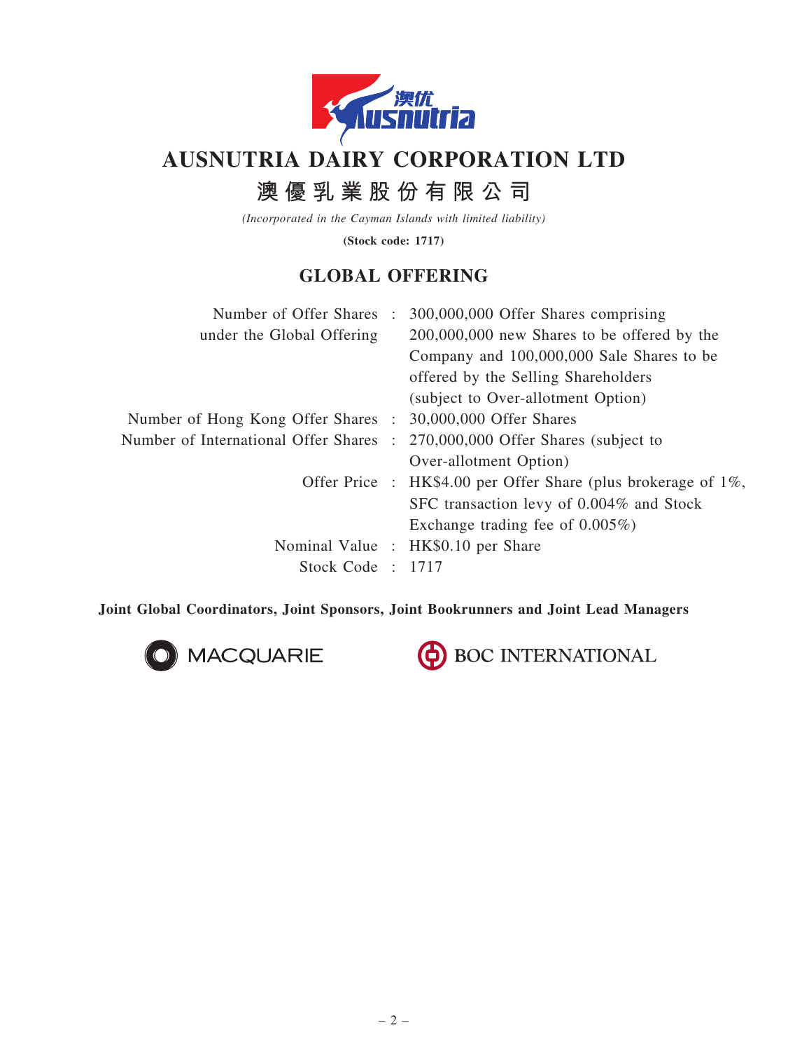# AUSNUTRIA DAIRY CORPORATION LTD

## 澳優乳業股份有限公司

*(Incorporated in the Cayman Islands with limited liability)*

**(Stock code: 1717)**

## GLOBAL OFFERING

| | | |
|---|---|---|
| Number of Offer Shares under the Global Offering | : | 300,000,000 Offer Shares comprising 200,000,000 new Shares to be offered by the Company and 100,000,000 Sale Shares to be offered by the Selling Shareholders (subject to Over-allotment Option) |
| Number of Hong Kong Offer Shares | : | 30,000,000 Offer Shares |
| Number of International Offer Shares | : | 270,000,000 Offer Shares (subject to Over-allotment Option) |
| Offer Price | : | HK$4.00 per Offer Share (plus brokerage of 1%, SFC transaction levy of 0.004% and Stock Exchange trading fee of 0.005%) |
| Nominal Value | : | HK$0.10 per Share |
| Stock Code | : | 1717 |

**Joint Global Coordinators, Joint Sponsors, Joint Bookrunners and Joint Lead Managers**

MACQUARIE

BOC INTERNATIONAL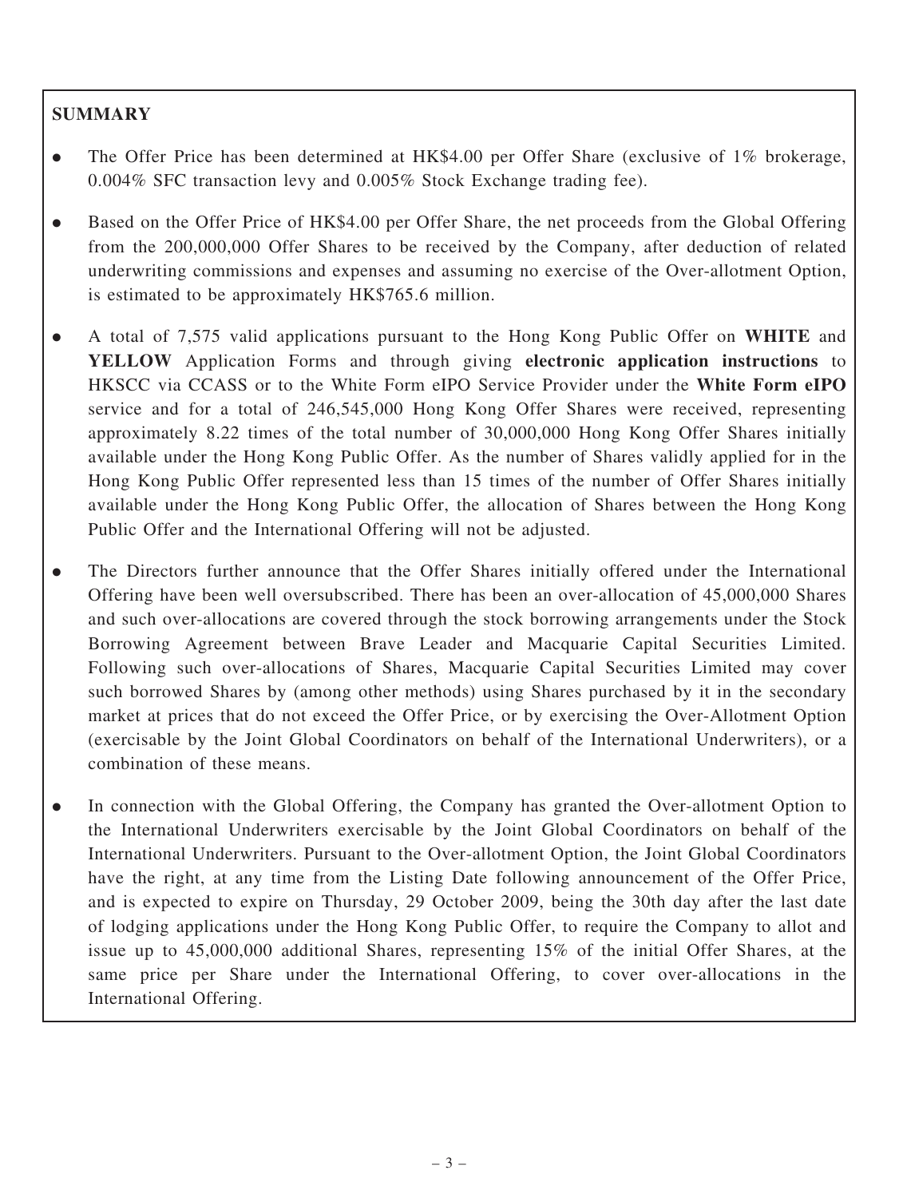**SUMMARY**

- The Offer Price has been determined at HK$4.00 per Offer Share (exclusive of 1% brokerage, 0.004% SFC transaction levy and 0.005% Stock Exchange trading fee).
- Based on the Offer Price of HK$4.00 per Offer Share, the net proceeds from the Global Offering from the 200,000,000 Offer Shares to be received by the Company, after deduction of related underwriting commissions and expenses and assuming no exercise of the Over-allotment Option, is estimated to be approximately HK$765.6 million.
- A total of 7,575 valid applications pursuant to the Hong Kong Public Offer on **WHITE** and **YELLOW** Application Forms and through giving **electronic application instructions** to HKSCC via CCASS or to the White Form eIPO Service Provider under the **White Form eIPO** service and for a total of 246,545,000 Hong Kong Offer Shares were received, representing approximately 8.22 times of the total number of 30,000,000 Hong Kong Offer Shares initially available under the Hong Kong Public Offer. As the number of Shares validly applied for in the Hong Kong Public Offer represented less than 15 times of the number of Offer Shares initially available under the Hong Kong Public Offer, the allocation of Shares between the Hong Kong Public Offer and the International Offering will not be adjusted.
- The Directors further announce that the Offer Shares initially offered under the International Offering have been well oversubscribed. There has been an over-allocation of 45,000,000 Shares and such over-allocations are covered through the stock borrowing arrangements under the Stock Borrowing Agreement between Brave Leader and Macquarie Capital Securities Limited. Following such over-allocations of Shares, Macquarie Capital Securities Limited may cover such borrowed Shares by (among other methods) using Shares purchased by it in the secondary market at prices that do not exceed the Offer Price, or by exercising the Over-Allotment Option (exercisable by the Joint Global Coordinators on behalf of the International Underwriters), or a combination of these means.
- In connection with the Global Offering, the Company has granted the Over-allotment Option to the International Underwriters exercisable by the Joint Global Coordinators on behalf of the International Underwriters. Pursuant to the Over-allotment Option, the Joint Global Coordinators have the right, at any time from the Listing Date following announcement of the Offer Price, and is expected to expire on Thursday, 29 October 2009, being the 30th day after the last date of lodging applications under the Hong Kong Public Offer, to require the Company to allot and issue up to 45,000,000 additional Shares, representing 15% of the initial Offer Shares, at the same price per Share under the International Offering, to cover over-allocations in the International Offering.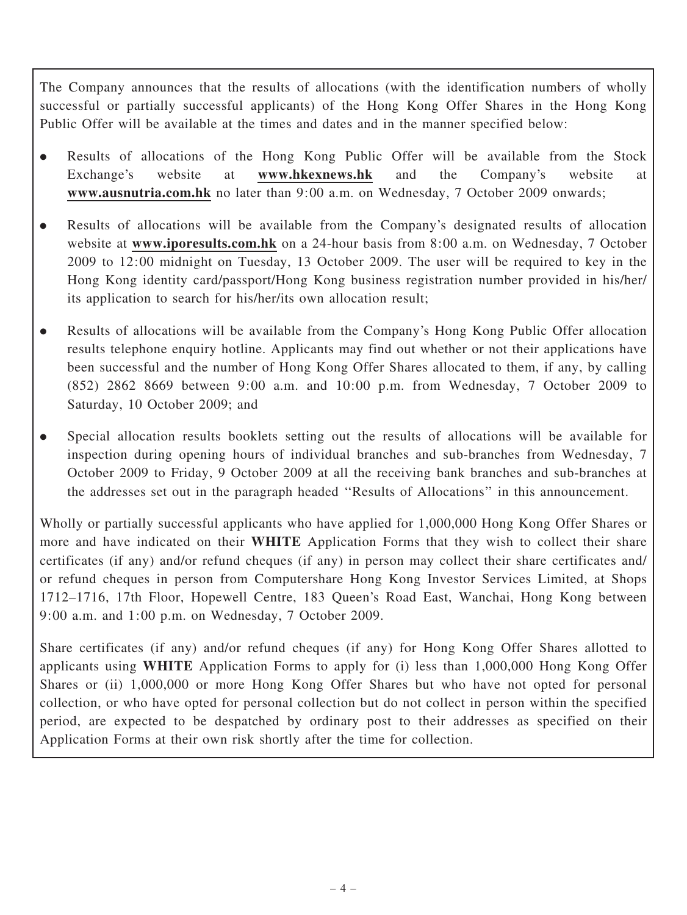The Company announces that the results of allocations (with the identification numbers of wholly successful or partially successful applicants) of the Hong Kong Offer Shares in the Hong Kong Public Offer will be available at the times and dates and in the manner specified below:

- Results of allocations of the Hong Kong Public Offer will be available from the Stock Exchange's website at **www.hkexnews.hk** and the Company's website at **www.ausnutria.com.hk** no later than 9:00 a.m. on Wednesday, 7 October 2009 onwards;
- Results of allocations will be available from the Company's designated results of allocation website at **www.iporesults.com.hk** on a 24-hour basis from 8:00 a.m. on Wednesday, 7 October 2009 to 12:00 midnight on Tuesday, 13 October 2009. The user will be required to key in the Hong Kong identity card/passport/Hong Kong business registration number provided in his/her/its application to search for his/her/its own allocation result;
- Results of allocations will be available from the Company's Hong Kong Public Offer allocation results telephone enquiry hotline. Applicants may find out whether or not their applications have been successful and the number of Hong Kong Offer Shares allocated to them, if any, by calling (852) 2862 8669 between 9:00 a.m. and 10:00 p.m. from Wednesday, 7 October 2009 to Saturday, 10 October 2009; and
- Special allocation results booklets setting out the results of allocations will be available for inspection during opening hours of individual branches and sub-branches from Wednesday, 7 October 2009 to Friday, 9 October 2009 at all the receiving bank branches and sub-branches at the addresses set out in the paragraph headed "Results of Allocations" in this announcement.

Wholly or partially successful applicants who have applied for 1,000,000 Hong Kong Offer Shares or more and have indicated on their **WHITE** Application Forms that they wish to collect their share certificates (if any) and/or refund cheques (if any) in person may collect their share certificates and/or refund cheques in person from Computershare Hong Kong Investor Services Limited, at Shops 1712–1716, 17th Floor, Hopewell Centre, 183 Queen's Road East, Wanchai, Hong Kong between 9:00 a.m. and 1:00 p.m. on Wednesday, 7 October 2009.

Share certificates (if any) and/or refund cheques (if any) for Hong Kong Offer Shares allotted to applicants using **WHITE** Application Forms to apply for (i) less than 1,000,000 Hong Kong Offer Shares or (ii) 1,000,000 or more Hong Kong Offer Shares but who have not opted for personal collection, or who have opted for personal collection but do not collect in person within the specified period, are expected to be despatched by ordinary post to their addresses as specified on their Application Forms at their own risk shortly after the time for collection.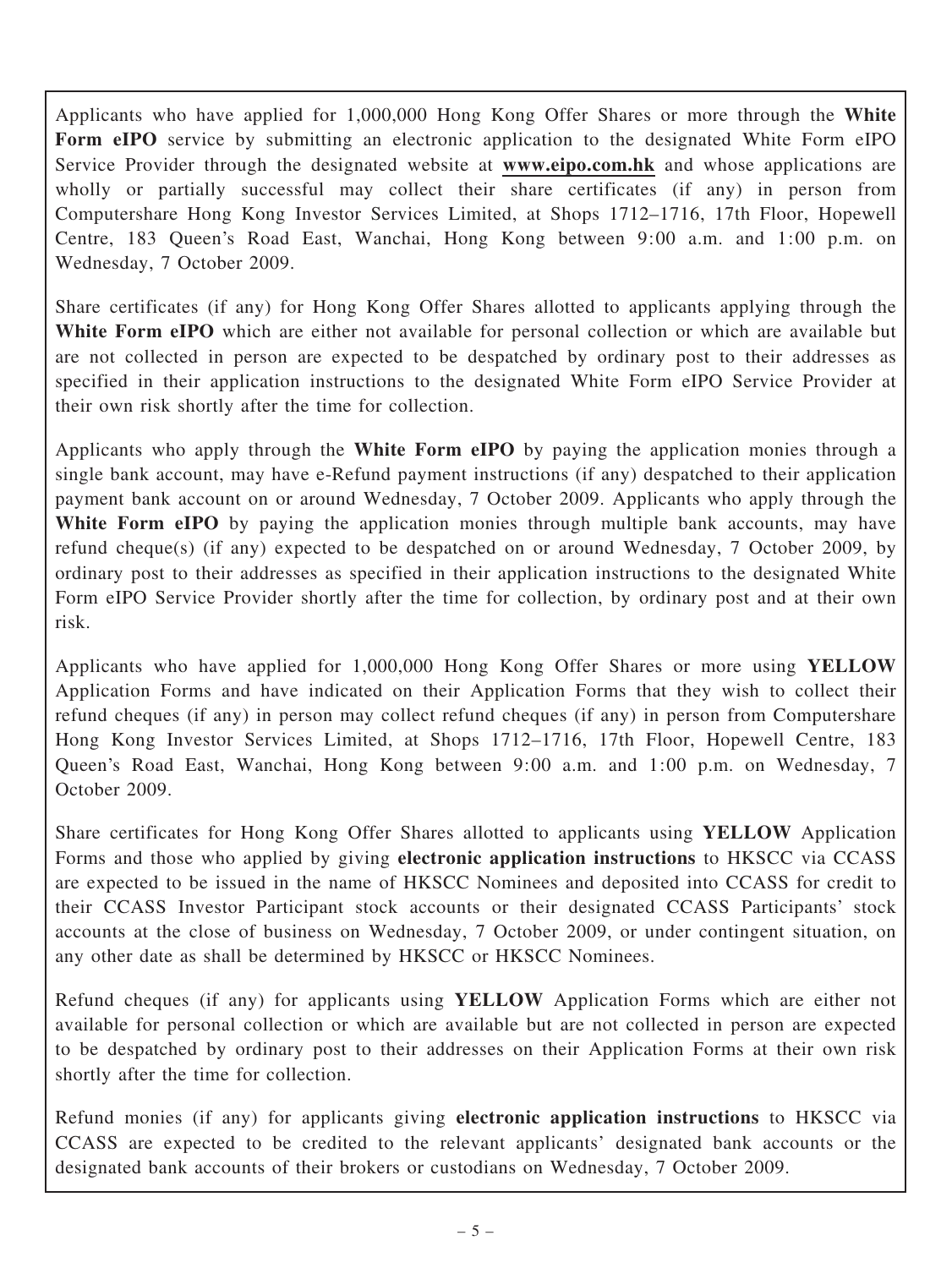Applicants who have applied for 1,000,000 Hong Kong Offer Shares or more through the **White Form eIPO** service by submitting an electronic application to the designated White Form eIPO Service Provider through the designated website at **www.eipo.com.hk** and whose applications are wholly or partially successful may collect their share certificates (if any) in person from Computershare Hong Kong Investor Services Limited, at Shops 1712–1716, 17th Floor, Hopewell Centre, 183 Queen's Road East, Wanchai, Hong Kong between 9:00 a.m. and 1:00 p.m. on Wednesday, 7 October 2009.

Share certificates (if any) for Hong Kong Offer Shares allotted to applicants applying through the **White Form eIPO** which are either not available for personal collection or which are available but are not collected in person are expected to be despatched by ordinary post to their addresses as specified in their application instructions to the designated White Form eIPO Service Provider at their own risk shortly after the time for collection.

Applicants who apply through the **White Form eIPO** by paying the application monies through a single bank account, may have e-Refund payment instructions (if any) despatched to their application payment bank account on or around Wednesday, 7 October 2009. Applicants who apply through the **White Form eIPO** by paying the application monies through multiple bank accounts, may have refund cheque(s) (if any) expected to be despatched on or around Wednesday, 7 October 2009, by ordinary post to their addresses as specified in their application instructions to the designated White Form eIPO Service Provider shortly after the time for collection, by ordinary post and at their own risk.

Applicants who have applied for 1,000,000 Hong Kong Offer Shares or more using **YELLOW** Application Forms and have indicated on their Application Forms that they wish to collect their refund cheques (if any) in person may collect refund cheques (if any) in person from Computershare Hong Kong Investor Services Limited, at Shops 1712–1716, 17th Floor, Hopewell Centre, 183 Queen's Road East, Wanchai, Hong Kong between 9:00 a.m. and 1:00 p.m. on Wednesday, 7 October 2009.

Share certificates for Hong Kong Offer Shares allotted to applicants using **YELLOW** Application Forms and those who applied by giving **electronic application instructions** to HKSCC via CCASS are expected to be issued in the name of HKSCC Nominees and deposited into CCASS for credit to their CCASS Investor Participant stock accounts or their designated CCASS Participants' stock accounts at the close of business on Wednesday, 7 October 2009, or under contingent situation, on any other date as shall be determined by HKSCC or HKSCC Nominees.

Refund cheques (if any) for applicants using **YELLOW** Application Forms which are either not available for personal collection or which are available but are not collected in person are expected to be despatched by ordinary post to their addresses on their Application Forms at their own risk shortly after the time for collection.

Refund monies (if any) for applicants giving **electronic application instructions** to HKSCC via CCASS are expected to be credited to the relevant applicants' designated bank accounts or the designated bank accounts of their brokers or custodians on Wednesday, 7 October 2009.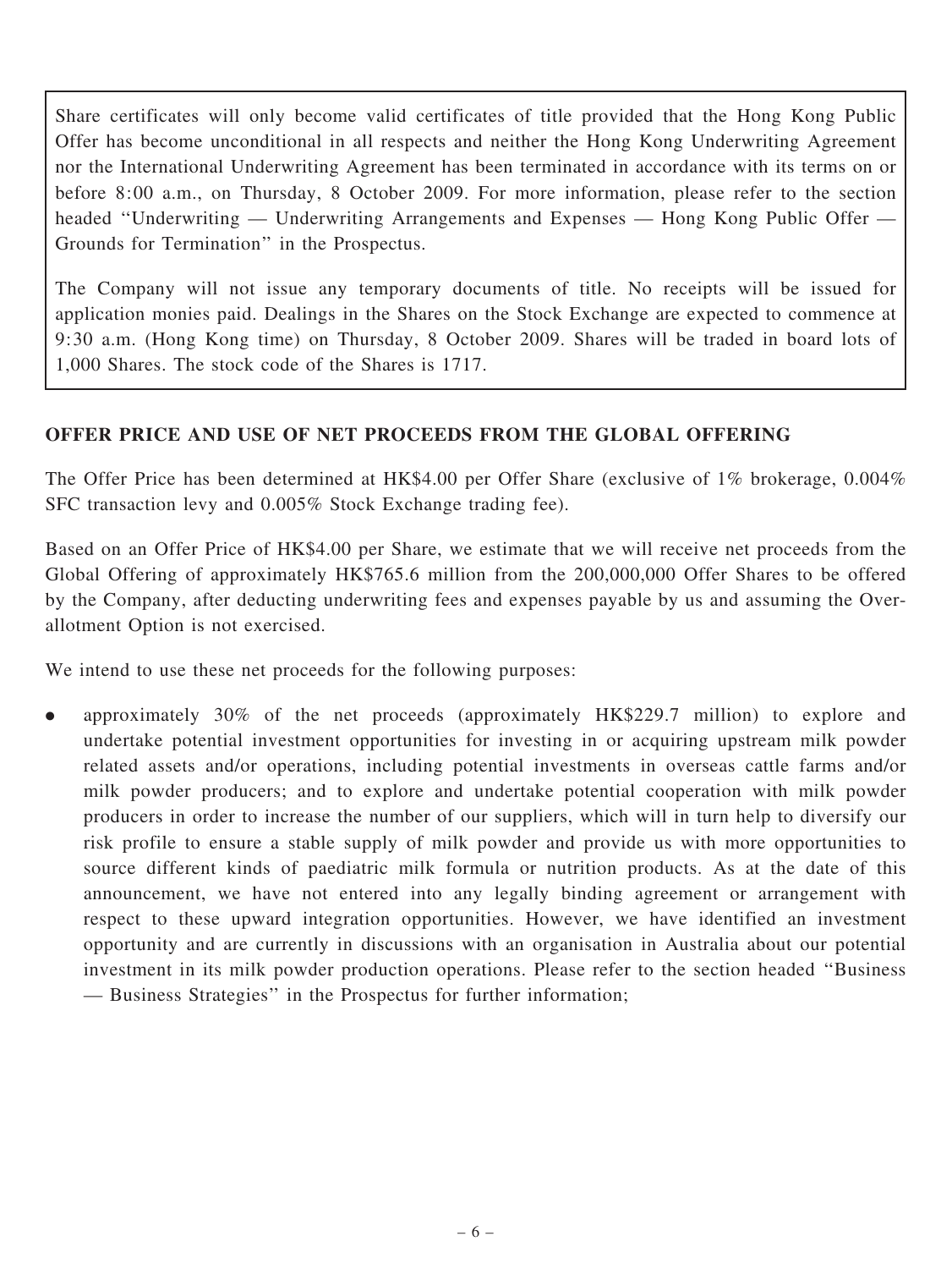Share certificates will only become valid certificates of title provided that the Hong Kong Public Offer has become unconditional in all respects and neither the Hong Kong Underwriting Agreement nor the International Underwriting Agreement has been terminated in accordance with its terms on or before 8:00 a.m., on Thursday, 8 October 2009. For more information, please refer to the section headed ''Underwriting — Underwriting Arrangements and Expenses — Hong Kong Public Offer — Grounds for Termination'' in the Prospectus.

The Company will not issue any temporary documents of title. No receipts will be issued for application monies paid. Dealings in the Shares on the Stock Exchange are expected to commence at 9:30 a.m. (Hong Kong time) on Thursday, 8 October 2009. Shares will be traded in board lots of 1,000 Shares. The stock code of the Shares is 1717.

## OFFER PRICE AND USE OF NET PROCEEDS FROM THE GLOBAL OFFERING

The Offer Price has been determined at HK$4.00 per Offer Share (exclusive of 1% brokerage, 0.004% SFC transaction levy and 0.005% Stock Exchange trading fee).

Based on an Offer Price of HK$4.00 per Share, we estimate that we will receive net proceeds from the Global Offering of approximately HK$765.6 million from the 200,000,000 Offer Shares to be offered by the Company, after deducting underwriting fees and expenses payable by us and assuming the Over-allotment Option is not exercised.

We intend to use these net proceeds for the following purposes:

- approximately 30% of the net proceeds (approximately HK$229.7 million) to explore and undertake potential investment opportunities for investing in or acquiring upstream milk powder related assets and/or operations, including potential investments in overseas cattle farms and/or milk powder producers; and to explore and undertake potential cooperation with milk powder producers in order to increase the number of our suppliers, which will in turn help to diversify our risk profile to ensure a stable supply of milk powder and provide us with more opportunities to source different kinds of paediatric milk formula or nutrition products. As at the date of this announcement, we have not entered into any legally binding agreement or arrangement with respect to these upward integration opportunities. However, we have identified an investment opportunity and are currently in discussions with an organisation in Australia about our potential investment in its milk powder production operations. Please refer to the section headed ''Business — Business Strategies'' in the Prospectus for further information;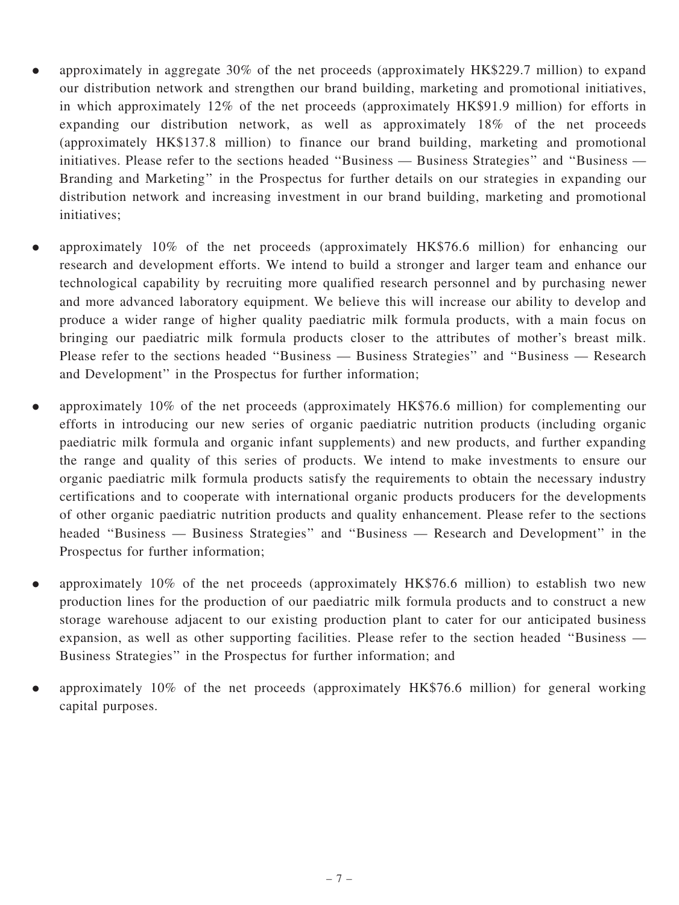- approximately in aggregate 30% of the net proceeds (approximately HK$229.7 million) to expand our distribution network and strengthen our brand building, marketing and promotional initiatives, in which approximately 12% of the net proceeds (approximately HK$91.9 million) for efforts in expanding our distribution network, as well as approximately 18% of the net proceeds (approximately HK$137.8 million) to finance our brand building, marketing and promotional initiatives. Please refer to the sections headed "Business — Business Strategies" and "Business — Branding and Marketing" in the Prospectus for further details on our strategies in expanding our distribution network and increasing investment in our brand building, marketing and promotional initiatives;

- approximately 10% of the net proceeds (approximately HK$76.6 million) for enhancing our research and development efforts. We intend to build a stronger and larger team and enhance our technological capability by recruiting more qualified research personnel and by purchasing newer and more advanced laboratory equipment. We believe this will increase our ability to develop and produce a wider range of higher quality paediatric milk formula products, with a main focus on bringing our paediatric milk formula products closer to the attributes of mother's breast milk. Please refer to the sections headed "Business — Business Strategies" and "Business — Research and Development" in the Prospectus for further information;

- approximately 10% of the net proceeds (approximately HK$76.6 million) for complementing our efforts in introducing our new series of organic paediatric nutrition products (including organic paediatric milk formula and organic infant supplements) and new products, and further expanding the range and quality of this series of products. We intend to make investments to ensure our organic paediatric milk formula products satisfy the requirements to obtain the necessary industry certifications and to cooperate with international organic products producers for the developments of other organic paediatric nutrition products and quality enhancement. Please refer to the sections headed "Business — Business Strategies" and "Business — Research and Development" in the Prospectus for further information;

- approximately 10% of the net proceeds (approximately HK$76.6 million) to establish two new production lines for the production of our paediatric milk formula products and to construct a new storage warehouse adjacent to our existing production plant to cater for our anticipated business expansion, as well as other supporting facilities. Please refer to the section headed "Business — Business Strategies" in the Prospectus for further information; and

- approximately 10% of the net proceeds (approximately HK$76.6 million) for general working capital purposes.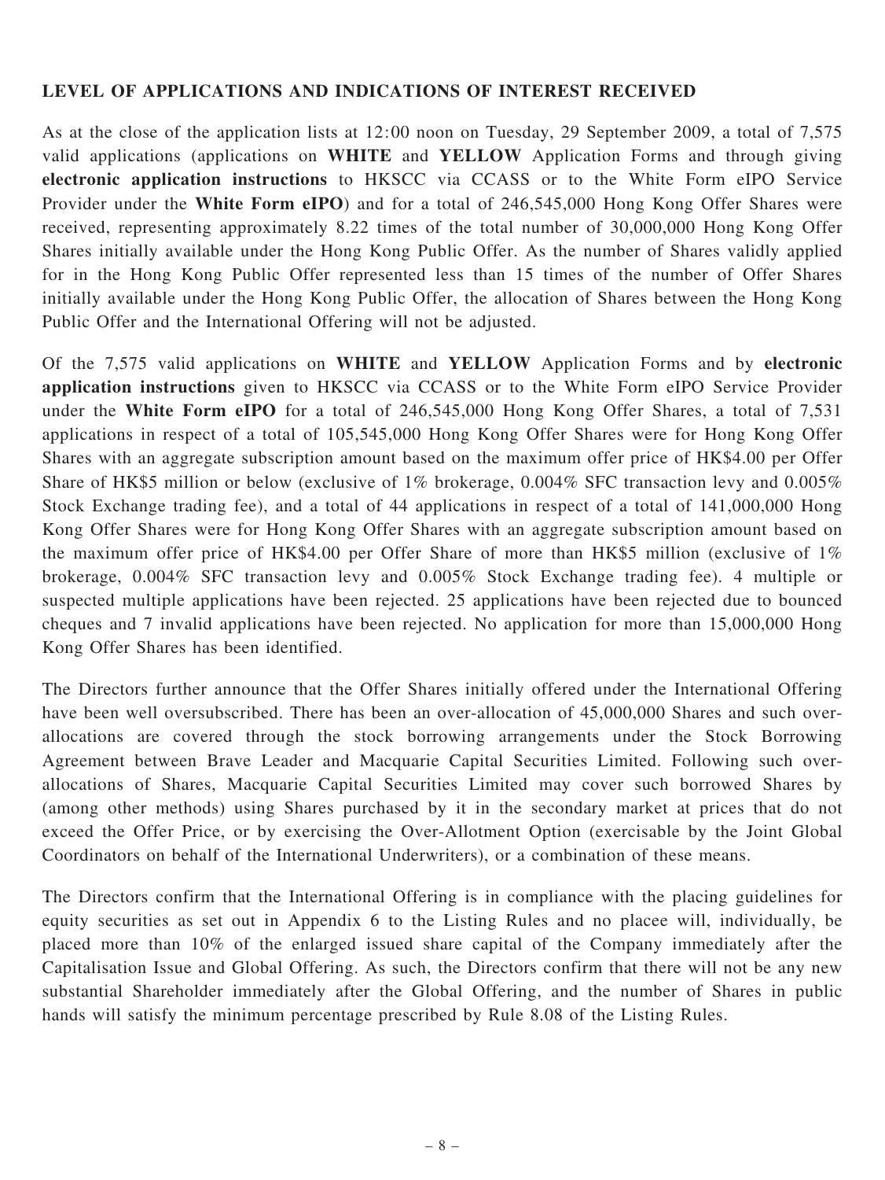**LEVEL OF APPLICATIONS AND INDICATIONS OF INTEREST RECEIVED**

As at the close of the application lists at 12:00 noon on Tuesday, 29 September 2009, a total of 7,575 valid applications (applications on **WHITE** and **YELLOW** Application Forms and through giving **electronic application instructions** to HKSCC via CCASS or to the White Form eIPO Service Provider under the **White Form eIPO**) and for a total of 246,545,000 Hong Kong Offer Shares were received, representing approximately 8.22 times of the total number of 30,000,000 Hong Kong Offer Shares initially available under the Hong Kong Public Offer. As the number of Shares validly applied for in the Hong Kong Public Offer represented less than 15 times of the number of Offer Shares initially available under the Hong Kong Public Offer, the allocation of Shares between the Hong Kong Public Offer and the International Offering will not be adjusted.

Of the 7,575 valid applications on **WHITE** and **YELLOW** Application Forms and by **electronic application instructions** given to HKSCC via CCASS or to the White Form eIPO Service Provider under the **White Form eIPO** for a total of 246,545,000 Hong Kong Offer Shares, a total of 7,531 applications in respect of a total of 105,545,000 Hong Kong Offer Shares were for Hong Kong Offer Shares with an aggregate subscription amount based on the maximum offer price of HK$4.00 per Offer Share of HK$5 million or below (exclusive of 1% brokerage, 0.004% SFC transaction levy and 0.005% Stock Exchange trading fee), and a total of 44 applications in respect of a total of 141,000,000 Hong Kong Offer Shares were for Hong Kong Offer Shares with an aggregate subscription amount based on the maximum offer price of HK$4.00 per Offer Share of more than HK$5 million (exclusive of 1% brokerage, 0.004% SFC transaction levy and 0.005% Stock Exchange trading fee). 4 multiple or suspected multiple applications have been rejected. 25 applications have been rejected due to bounced cheques and 7 invalid applications have been rejected. No application for more than 15,000,000 Hong Kong Offer Shares has been identified.

The Directors further announce that the Offer Shares initially offered under the International Offering have been well oversubscribed. There has been an over-allocation of 45,000,000 Shares and such over-allocations are covered through the stock borrowing arrangements under the Stock Borrowing Agreement between Brave Leader and Macquarie Capital Securities Limited. Following such over-allocations of Shares, Macquarie Capital Securities Limited may cover such borrowed Shares by (among other methods) using Shares purchased by it in the secondary market at prices that do not exceed the Offer Price, or by exercising the Over-Allotment Option (exercisable by the Joint Global Coordinators on behalf of the International Underwriters), or a combination of these means.

The Directors confirm that the International Offering is in compliance with the placing guidelines for equity securities as set out in Appendix 6 to the Listing Rules and no placee will, individually, be placed more than 10% of the enlarged issued share capital of the Company immediately after the Capitalisation Issue and Global Offering. As such, the Directors confirm that there will not be any new substantial Shareholder immediately after the Global Offering, and the number of Shares in public hands will satisfy the minimum percentage prescribed by Rule 8.08 of the Listing Rules.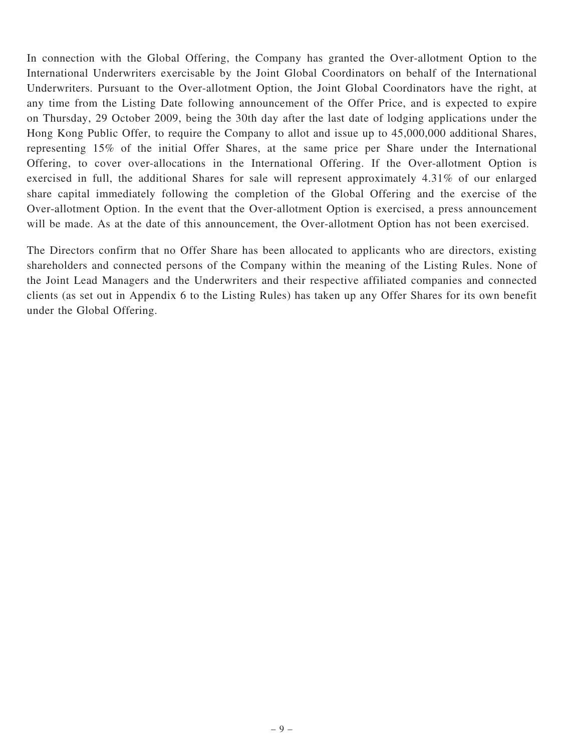In connection with the Global Offering, the Company has granted the Over-allotment Option to the International Underwriters exercisable by the Joint Global Coordinators on behalf of the International Underwriters. Pursuant to the Over-allotment Option, the Joint Global Coordinators have the right, at any time from the Listing Date following announcement of the Offer Price, and is expected to expire on Thursday, 29 October 2009, being the 30th day after the last date of lodging applications under the Hong Kong Public Offer, to require the Company to allot and issue up to 45,000,000 additional Shares, representing 15% of the initial Offer Shares, at the same price per Share under the International Offering, to cover over-allocations in the International Offering. If the Over-allotment Option is exercised in full, the additional Shares for sale will represent approximately 4.31% of our enlarged share capital immediately following the completion of the Global Offering and the exercise of the Over-allotment Option. In the event that the Over-allotment Option is exercised, a press announcement will be made. As at the date of this announcement, the Over-allotment Option has not been exercised.

The Directors confirm that no Offer Share has been allocated to applicants who are directors, existing shareholders and connected persons of the Company within the meaning of the Listing Rules. None of the Joint Lead Managers and the Underwriters and their respective affiliated companies and connected clients (as set out in Appendix 6 to the Listing Rules) has taken up any Offer Shares for its own benefit under the Global Offering.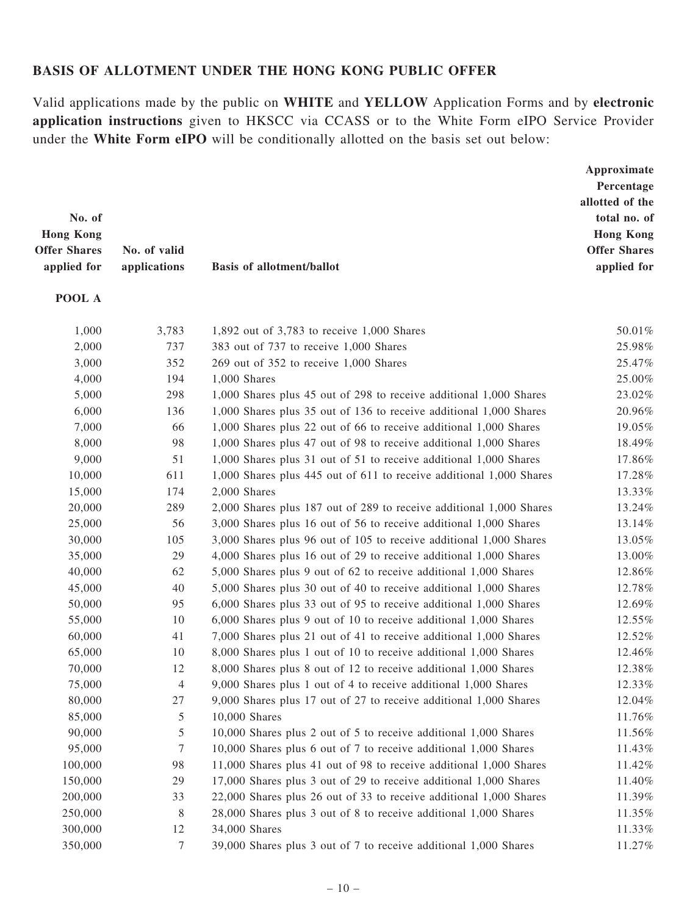## BASIS OF ALLOTMENT UNDER THE HONG KONG PUBLIC OFFER

Valid applications made by the public on **WHITE** and **YELLOW** Application Forms and by **electronic application instructions** given to HKSCC via CCASS or to the White Form eIPO Service Provider under the **White Form eIPO** will be conditionally allotted on the basis set out below:

| No. of Hong Kong Offer Shares applied for | No. of valid applications | Basis of allotment/ballot | Approximate Percentage allotted of the total no. of Hong Kong Offer Shares applied for |
|---|---|---|---|
| **POOL A** | | | |
| 1,000 | 3,783 | 1,892 out of 3,783 to receive 1,000 Shares | 50.01% |
| 2,000 | 737 | 383 out of 737 to receive 1,000 Shares | 25.98% |
| 3,000 | 352 | 269 out of 352 to receive 1,000 Shares | 25.47% |
| 4,000 | 194 | 1,000 Shares | 25.00% |
| 5,000 | 298 | 1,000 Shares plus 45 out of 298 to receive additional 1,000 Shares | 23.02% |
| 6,000 | 136 | 1,000 Shares plus 35 out of 136 to receive additional 1,000 Shares | 20.96% |
| 7,000 | 66 | 1,000 Shares plus 22 out of 66 to receive additional 1,000 Shares | 19.05% |
| 8,000 | 98 | 1,000 Shares plus 47 out of 98 to receive additional 1,000 Shares | 18.49% |
| 9,000 | 51 | 1,000 Shares plus 31 out of 51 to receive additional 1,000 Shares | 17.86% |
| 10,000 | 611 | 1,000 Shares plus 445 out of 611 to receive additional 1,000 Shares | 17.28% |
| 15,000 | 174 | 2,000 Shares | 13.33% |
| 20,000 | 289 | 2,000 Shares plus 187 out of 289 to receive additional 1,000 Shares | 13.24% |
| 25,000 | 56 | 3,000 Shares plus 16 out of 56 to receive additional 1,000 Shares | 13.14% |
| 30,000 | 105 | 3,000 Shares plus 96 out of 105 to receive additional 1,000 Shares | 13.05% |
| 35,000 | 29 | 4,000 Shares plus 16 out of 29 to receive additional 1,000 Shares | 13.00% |
| 40,000 | 62 | 5,000 Shares plus 9 out of 62 to receive additional 1,000 Shares | 12.86% |
| 45,000 | 40 | 5,000 Shares plus 30 out of 40 to receive additional 1,000 Shares | 12.78% |
| 50,000 | 95 | 6,000 Shares plus 33 out of 95 to receive additional 1,000 Shares | 12.69% |
| 55,000 | 10 | 6,000 Shares plus 9 out of 10 to receive additional 1,000 Shares | 12.55% |
| 60,000 | 41 | 7,000 Shares plus 21 out of 41 to receive additional 1,000 Shares | 12.52% |
| 65,000 | 10 | 8,000 Shares plus 1 out of 10 to receive additional 1,000 Shares | 12.46% |
| 70,000 | 12 | 8,000 Shares plus 8 out of 12 to receive additional 1,000 Shares | 12.38% |
| 75,000 | 4 | 9,000 Shares plus 1 out of 4 to receive additional 1,000 Shares | 12.33% |
| 80,000 | 27 | 9,000 Shares plus 17 out of 27 to receive additional 1,000 Shares | 12.04% |
| 85,000 | 5 | 10,000 Shares | 11.76% |
| 90,000 | 5 | 10,000 Shares plus 2 out of 5 to receive additional 1,000 Shares | 11.56% |
| 95,000 | 7 | 10,000 Shares plus 6 out of 7 to receive additional 1,000 Shares | 11.43% |
| 100,000 | 98 | 11,000 Shares plus 41 out of 98 to receive additional 1,000 Shares | 11.42% |
| 150,000 | 29 | 17,000 Shares plus 3 out of 29 to receive additional 1,000 Shares | 11.40% |
| 200,000 | 33 | 22,000 Shares plus 26 out of 33 to receive additional 1,000 Shares | 11.39% |
| 250,000 | 8 | 28,000 Shares plus 3 out of 8 to receive additional 1,000 Shares | 11.35% |
| 300,000 | 12 | 34,000 Shares | 11.33% |
| 350,000 | 7 | 39,000 Shares plus 3 out of 7 to receive additional 1,000 Shares | 11.27% |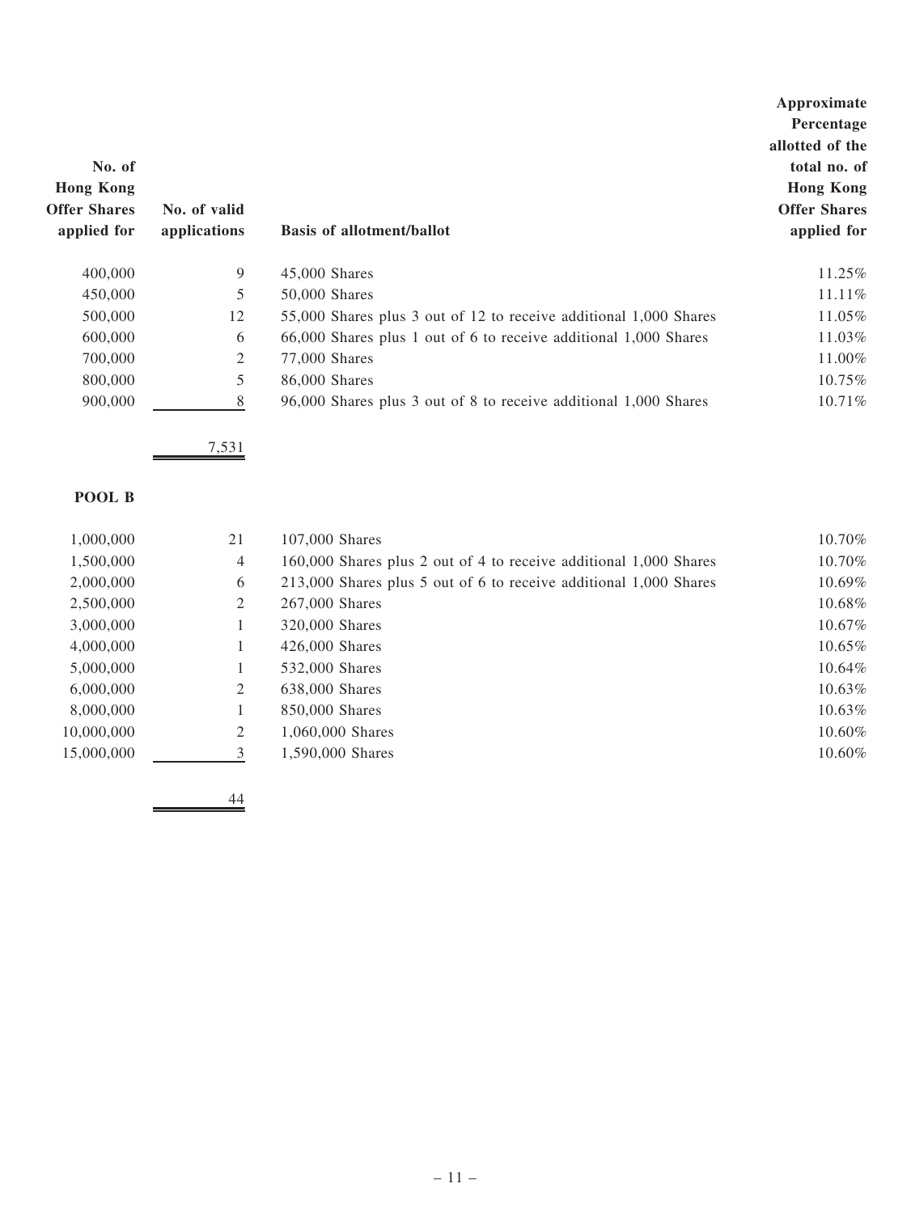| No. of Hong Kong Offer Shares applied for | No. of valid applications | Basis of allotment/ballot | Approximate Percentage allotted of the total no. of Hong Kong Offer Shares applied for |
|---|---|---|---|
| 400,000 | 9 | 45,000 Shares | 11.25% |
| 450,000 | 5 | 50,000 Shares | 11.11% |
| 500,000 | 12 | 55,000 Shares plus 3 out of 12 to receive additional 1,000 Shares | 11.05% |
| 600,000 | 6 | 66,000 Shares plus 1 out of 6 to receive additional 1,000 Shares | 11.03% |
| 700,000 | 2 | 77,000 Shares | 11.00% |
| 800,000 | 5 | 86,000 Shares | 10.75% |
| 900,000 | 8 | 96,000 Shares plus 3 out of 8 to receive additional 1,000 Shares | 10.71% |
| | 7,531 | | |

**POOL B**

| No. of Hong Kong Offer Shares applied for | No. of valid applications | Basis of allotment/ballot | Approximate Percentage allotted of the total no. of Hong Kong Offer Shares applied for |
|---|---|---|---|
| 1,000,000 | 21 | 107,000 Shares | 10.70% |
| 1,500,000 | 4 | 160,000 Shares plus 2 out of 4 to receive additional 1,000 Shares | 10.70% |
| 2,000,000 | 6 | 213,000 Shares plus 5 out of 6 to receive additional 1,000 Shares | 10.69% |
| 2,500,000 | 2 | 267,000 Shares | 10.68% |
| 3,000,000 | 1 | 320,000 Shares | 10.67% |
| 4,000,000 | 1 | 426,000 Shares | 10.65% |
| 5,000,000 | 1 | 532,000 Shares | 10.64% |
| 6,000,000 | 2 | 638,000 Shares | 10.63% |
| 8,000,000 | 1 | 850,000 Shares | 10.63% |
| 10,000,000 | 2 | 1,060,000 Shares | 10.60% |
| 15,000,000 | 3 | 1,590,000 Shares | 10.60% |
| | 44 | | |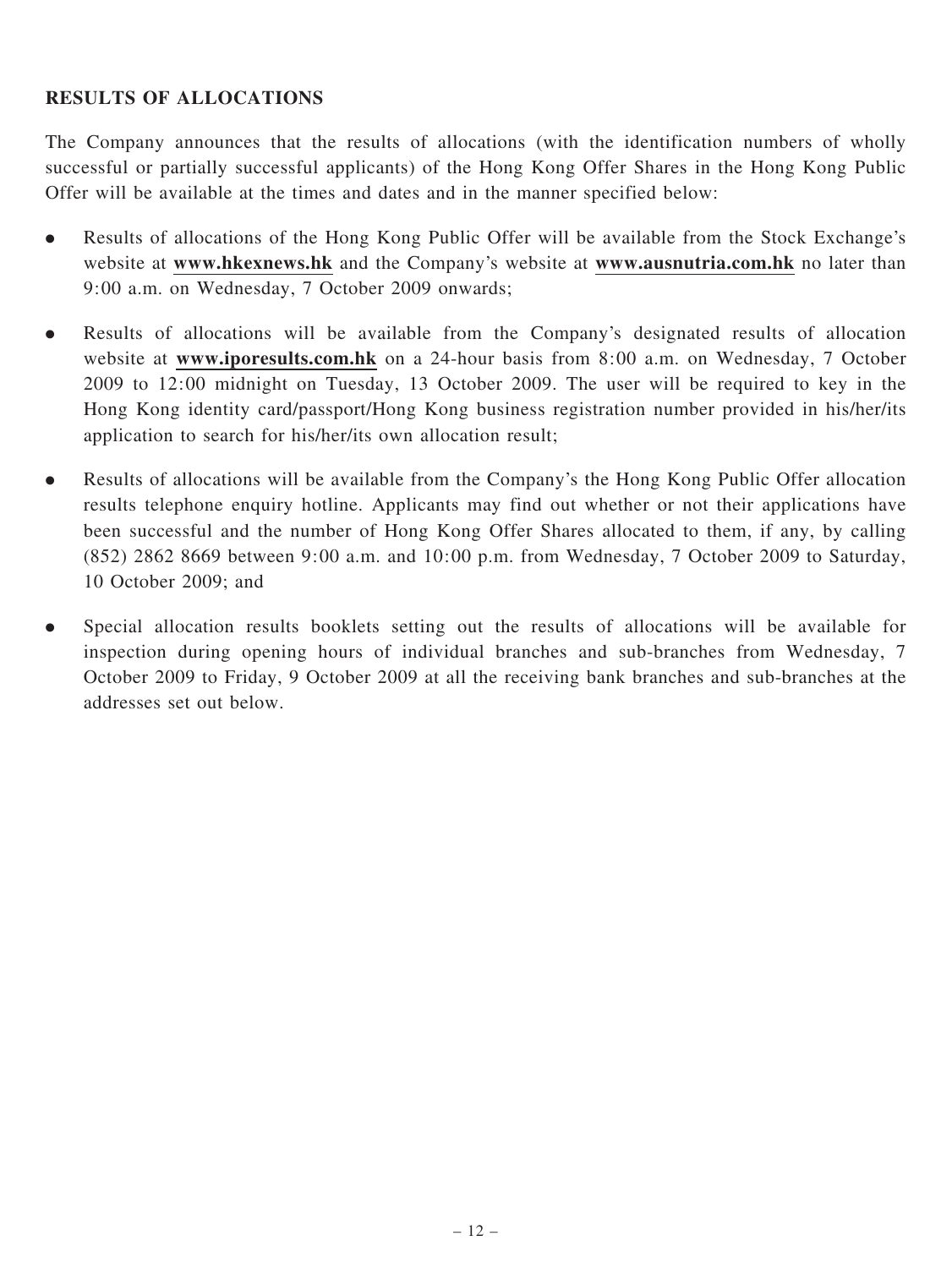## RESULTS OF ALLOCATIONS

The Company announces that the results of allocations (with the identification numbers of wholly successful or partially successful applicants) of the Hong Kong Offer Shares in the Hong Kong Public Offer will be available at the times and dates and in the manner specified below:

- Results of allocations of the Hong Kong Public Offer will be available from the Stock Exchange's website at **www.hkexnews.hk** and the Company's website at **www.ausnutria.com.hk** no later than 9:00 a.m. on Wednesday, 7 October 2009 onwards;
- Results of allocations will be available from the Company's designated results of allocation website at **www.iporesults.com.hk** on a 24-hour basis from 8:00 a.m. on Wednesday, 7 October 2009 to 12:00 midnight on Tuesday, 13 October 2009. The user will be required to key in the Hong Kong identity card/passport/Hong Kong business registration number provided in his/her/its application to search for his/her/its own allocation result;
- Results of allocations will be available from the Company's the Hong Kong Public Offer allocation results telephone enquiry hotline. Applicants may find out whether or not their applications have been successful and the number of Hong Kong Offer Shares allocated to them, if any, by calling (852) 2862 8669 between 9:00 a.m. and 10:00 p.m. from Wednesday, 7 October 2009 to Saturday, 10 October 2009; and
- Special allocation results booklets setting out the results of allocations will be available for inspection during opening hours of individual branches and sub-branches from Wednesday, 7 October 2009 to Friday, 9 October 2009 at all the receiving bank branches and sub-branches at the addresses set out below.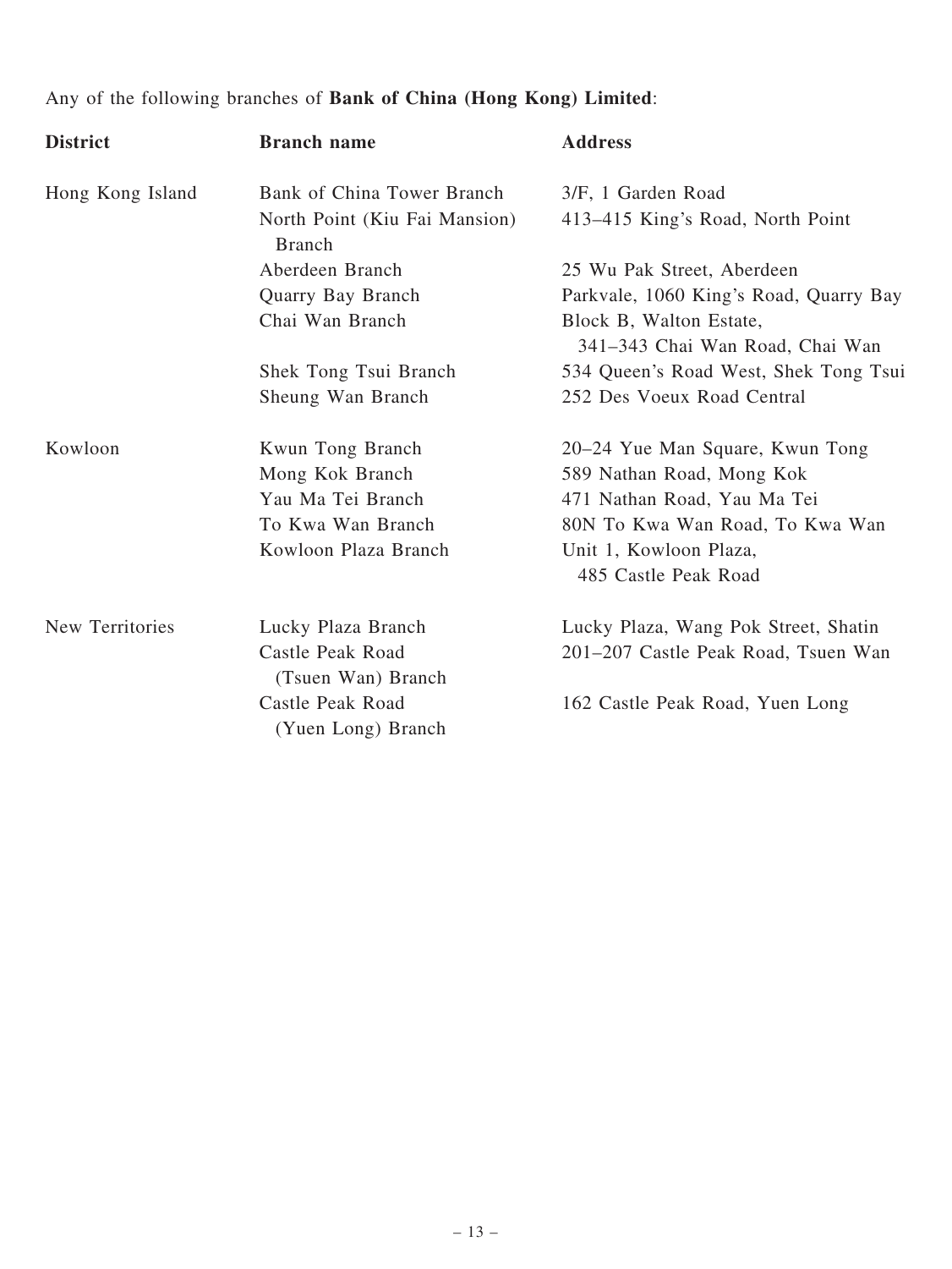Any of the following branches of **Bank of China (Hong Kong) Limited**:

| District | Branch name | Address |
| --- | --- | --- |
| Hong Kong Island | Bank of China Tower Branch | 3/F, 1 Garden Road |
| | North Point (Kiu Fai Mansion) Branch | 413–415 King's Road, North Point |
| | Aberdeen Branch | 25 Wu Pak Street, Aberdeen |
| | Quarry Bay Branch | Parkvale, 1060 King's Road, Quarry Bay |
| | Chai Wan Branch | Block B, Walton Estate, 341–343 Chai Wan Road, Chai Wan |
| | Shek Tong Tsui Branch | 534 Queen's Road West, Shek Tong Tsui |
| | Sheung Wan Branch | 252 Des Voeux Road Central |
| Kowloon | Kwun Tong Branch | 20–24 Yue Man Square, Kwun Tong |
| | Mong Kok Branch | 589 Nathan Road, Mong Kok |
| | Yau Ma Tei Branch | 471 Nathan Road, Yau Ma Tei |
| | To Kwa Wan Branch | 80N To Kwa Wan Road, To Kwa Wan |
| | Kowloon Plaza Branch | Unit 1, Kowloon Plaza, 485 Castle Peak Road |
| New Territories | Lucky Plaza Branch | Lucky Plaza, Wang Pok Street, Shatin |
| | Castle Peak Road (Tsuen Wan) Branch | 201–207 Castle Peak Road, Tsuen Wan |
| | Castle Peak Road (Yuen Long) Branch | 162 Castle Peak Road, Yuen Long |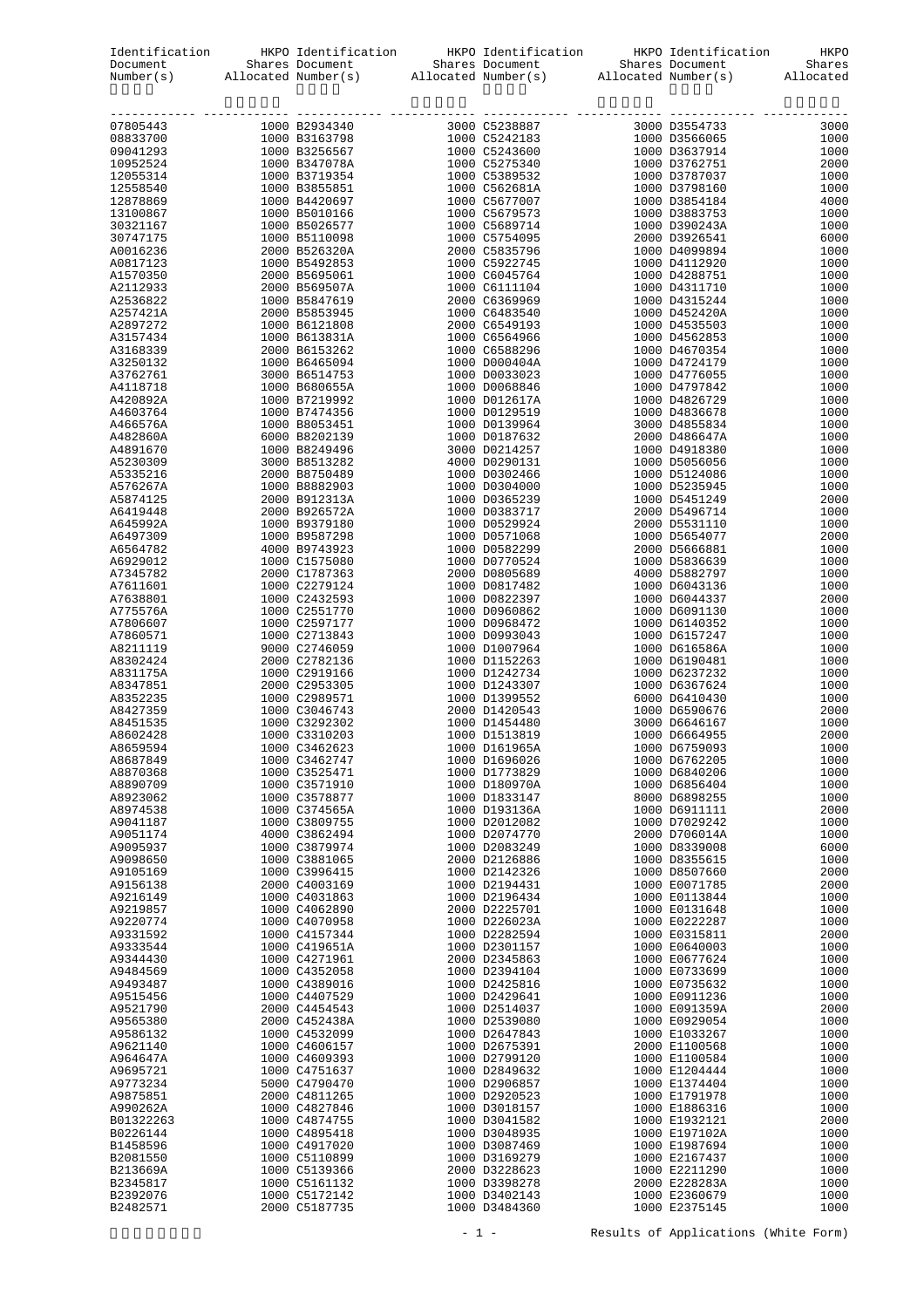| Identification Document Number(s) | HKPO Shares Allocated | Identification Document Number(s) | HKPO Shares Allocated | Identification Document Number(s) | HKPO Shares Allocated | Identification Document Number(s) | HKPO Shares Allocated |
|---|---|---|---|---|---|---|---|
| 07805443 | 1000 | B2934340 | 3000 | C5238887 | 3000 | D3554733 | 3000 |
| 08833700 | 1000 | B3163798 | 1000 | C5242183 | 1000 | D3566065 | 1000 |
| 09041293 | 1000 | B3256567 | 1000 | C5243600 | 1000 | D3637914 | 1000 |
| 10952524 | 1000 | B347078A | 1000 | C5275340 | 1000 | D3762751 | 2000 |
| 12055314 | 1000 | B3719354 | 1000 | C5389532 | 1000 | D3787037 | 1000 |
| 12558540 | 1000 | B3855851 | 1000 | C562681A | 1000 | D3798160 | 1000 |
| 12878869 | 1000 | B4420697 | 1000 | C5677007 | 1000 | D3854184 | 4000 |
| 13100867 | 1000 | B5010166 | 1000 | C5679573 | 1000 | D3883753 | 1000 |
| 30321167 | 1000 | B5026577 | 1000 | C5689714 | 1000 | D390243A | 1000 |
| 30747175 | 1000 | B5110098 | 1000 | C5754095 | 2000 | D3926541 | 6000 |
| A0016236 | 2000 | B526320A | 2000 | C5835796 | 1000 | D4099894 | 1000 |
| A0817123 | 1000 | B5492853 | 1000 | C5922745 | 1000 | D4112920 | 1000 |
| A1570350 | 2000 | B5695061 | 1000 | C6045764 | 1000 | D4288751 | 1000 |
| A2112933 | 2000 | B569507A | 1000 | C6111104 | 1000 | D4311710 | 1000 |
| A2536822 | 1000 | B5847619 | 2000 | C6369969 | 1000 | D4315244 | 1000 |
| A257421A | 2000 | B5853945 | 1000 | C6483540 | 1000 | D452420A | 1000 |
| A2897272 | 1000 | B6121808 | 2000 | C6549193 | 1000 | D4535503 | 1000 |
| A3157434 | 1000 | B613831A | 1000 | C6564966 | 1000 | D4562853 | 1000 |
| A3168339 | 2000 | B6153262 | 1000 | C6588296 | 1000 | D4670354 | 1000 |
| A3250132 | 1000 | B6465094 | 1000 | D000404A | 1000 | D4724179 | 1000 |
| A3762761 | 3000 | B6514753 | 1000 | D0033023 | 1000 | D4776055 | 1000 |
| A4118718 | 1000 | B680655A | 1000 | D0068846 | 1000 | D4797842 | 1000 |
| A420892A | 1000 | B7219992 | 1000 | D012617A | 1000 | D4826729 | 1000 |
| A4603764 | 1000 | B7474356 | 1000 | D0129519 | 1000 | D4836678 | 1000 |
| A466576A | 1000 | B8053451 | 1000 | D0139964 | 3000 | D4855834 | 1000 |
| A482860A | 6000 | B8202139 | 1000 | D0187632 | 2000 | D486647A | 1000 |
| A4891670 | 1000 | B8249496 | 3000 | D0214257 | 1000 | D4918380 | 1000 |
| A5230309 | 3000 | B8513282 | 4000 | D0290131 | 1000 | D5056056 | 1000 |
| A5335216 | 2000 | B8750489 | 1000 | D0302466 | 1000 | D5124086 | 1000 |
| A576267A | 1000 | B8882903 | 1000 | D0304000 | 1000 | D5235945 | 1000 |
| A5874125 | 2000 | B912313A | 1000 | D0365239 | 1000 | D5451249 | 2000 |
| A6419448 | 2000 | B926572A | 1000 | D0383717 | 2000 | D5496714 | 1000 |
| A645992A | 1000 | B9379180 | 1000 | D0529924 | 2000 | D5531110 | 1000 |
| A6497309 | 1000 | B9587298 | 1000 | D0571068 | 1000 | D5654077 | 2000 |
| A6564782 | 4000 | B9743923 | 1000 | D0582299 | 2000 | D5666881 | 1000 |
| A6929012 | 1000 | C1575080 | 1000 | D0770524 | 1000 | D5836639 | 1000 |
| A7345782 | 2000 | C1787363 | 2000 | D0805689 | 4000 | D5882797 | 1000 |
| A7611601 | 1000 | C2279124 | 1000 | D0817482 | 1000 | D6043136 | 1000 |
| A7638801 | 1000 | C2432593 | 1000 | D0822397 | 1000 | D6044337 | 2000 |
| A775576A | 1000 | C2551770 | 1000 | D0960862 | 1000 | D6091130 | 1000 |
| A7806607 | 1000 | C2597177 | 1000 | D0968472 | 1000 | D6140352 | 1000 |
| A7860571 | 1000 | C2713843 | 1000 | D0993043 | 1000 | D6157247 | 1000 |
| A8211119 | 9000 | C2746059 | 1000 | D1007964 | 1000 | D616586A | 1000 |
| A8302424 | 2000 | C2782136 | 1000 | D1152263 | 1000 | D6190481 | 1000 |
| A831175A | 1000 | C2919166 | 1000 | D1242734 | 1000 | D6237232 | 1000 |
| A8347851 | 2000 | C2953305 | 1000 | D1243307 | 1000 | D6367624 | 1000 |
| A8352235 | 1000 | C2989571 | 1000 | D1399552 | 6000 | D6410430 | 1000 |
| A8427359 | 1000 | C3046743 | 2000 | D1420543 | 1000 | D6590676 | 2000 |
| A8451535 | 1000 | C3292302 | 1000 | D1454480 | 3000 | D6646167 | 1000 |
| A8602428 | 1000 | C3310203 | 1000 | D1513819 | 1000 | D6664955 | 2000 |
| A8659594 | 1000 | C3462623 | 1000 | D161965A | 1000 | D6759093 | 1000 |
| A8687849 | 1000 | C3462747 | 1000 | D1696026 | 1000 | D6762205 | 1000 |
| A8870368 | 1000 | C3525471 | 1000 | D1773829 | 1000 | D6840206 | 1000 |
| A8890709 | 1000 | C3571910 | 1000 | D180970A | 1000 | D6856404 | 1000 |
| A8923062 | 1000 | C3578877 | 1000 | D1833147 | 8000 | D6898255 | 1000 |
| A8974538 | 1000 | C374565A | 1000 | D193136A | 1000 | D6911111 | 2000 |
| A9041187 | 1000 | C3809755 | 1000 | D2012082 | 1000 | D7029242 | 1000 |
| A9051174 | 4000 | C3862494 | 1000 | D2074770 | 2000 | D706014A | 1000 |
| A9095937 | 1000 | C3879974 | 1000 | D2083249 | 1000 | D8339008 | 6000 |
| A9098650 | 1000 | C3881065 | 2000 | D2126886 | 1000 | D8355615 | 1000 |
| A9105169 | 1000 | C3996415 | 1000 | D2142326 | 1000 | D8507660 | 2000 |
| A9156138 | 2000 | C4003169 | 1000 | D2194431 | 1000 | E0071785 | 2000 |
| A9216149 | 1000 | C4031863 | 1000 | D2196434 | 1000 | E0113844 | 1000 |
| A9219857 | 1000 | C4062890 | 2000 | D2225701 | 1000 | E0131648 | 1000 |
| A9220774 | 1000 | C4070958 | 1000 | D226023A | 1000 | E0222287 | 1000 |
| A9331592 | 1000 | C4157344 | 1000 | D2282594 | 1000 | E0315811 | 2000 |
| A9333544 | 1000 | C419651A | 1000 | D2301157 | 1000 | E0640003 | 1000 |
| A9344430 | 1000 | C4271961 | 2000 | D2345863 | 1000 | E0677624 | 1000 |
| A9484569 | 1000 | C4352058 | 1000 | D2394104 | 1000 | E0733699 | 1000 |
| A9493487 | 1000 | C4389016 | 1000 | D2425816 | 1000 | E0735632 | 1000 |
| A9515456 | 1000 | C4407529 | 1000 | D2429641 | 1000 | E0911236 | 1000 |
| A9521790 | 2000 | C4454543 | 1000 | D2514037 | 1000 | E091359A | 2000 |
| A9565380 | 2000 | C452438A | 1000 | D2539080 | 1000 | E0929054 | 1000 |
| A9586132 | 1000 | C4532099 | 1000 | D2647843 | 1000 | E1033267 | 1000 |
| A9621140 | 1000 | C4606157 | 1000 | D2675391 | 2000 | E1100568 | 1000 |
| A964647A | 1000 | C4609393 | 1000 | D2799120 | 1000 | E1100584 | 1000 |
| A9695721 | 1000 | C4751637 | 1000 | D2849632 | 1000 | E1204444 | 1000 |
| A9773234 | 5000 | C4790470 | 1000 | D2906857 | 1000 | E1374404 | 1000 |
| A9875851 | 2000 | C4811265 | 1000 | D2920523 | 1000 | E1791978 | 1000 |
| A990262A | 1000 | C4827846 | 1000 | D3018157 | 1000 | E1886316 | 1000 |
| B01322263 | 1000 | C4874755 | 1000 | D3041582 | 1000 | E1932121 | 2000 |
| B0226144 | 1000 | C4895418 | 1000 | D3048935 | 1000 | E197102A | 1000 |
| B1458596 | 1000 | C4917020 | 1000 | D3087469 | 1000 | E1987694 | 1000 |
| B2081550 | 1000 | C5110899 | 1000 | D3169279 | 1000 | E2167437 | 1000 |
| B213669A | 1000 | C5139366 | 2000 | D3228623 | 1000 | E2211290 | 1000 |
| B2345817 | 1000 | C5161132 | 1000 | D3398278 | 2000 | E228283A | 1000 |
| B2392076 | 1000 | C5172142 | 1000 | D3402143 | 1000 | E2360679 | 1000 |
| B2482571 | 2000 | C5187735 | 1000 | D3484360 | 1000 | E2375145 | 1000 |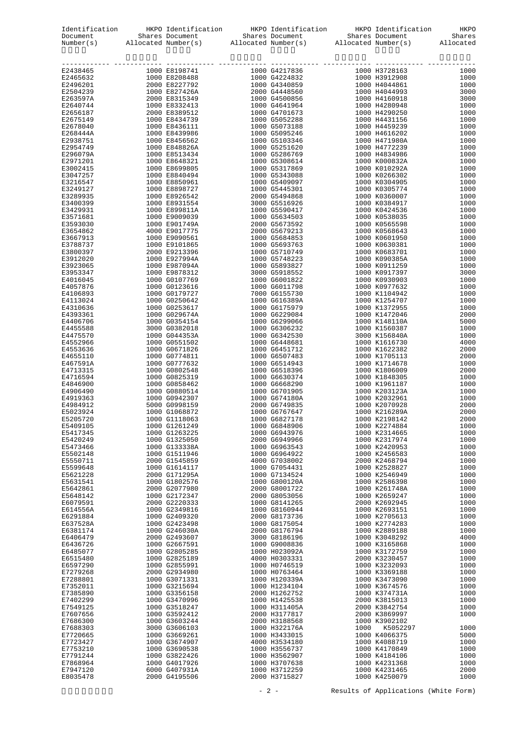| Identification Document Number(s) | HKPO Shares Allocated | Identification Document Number(s) | HKPO Shares Allocated | Identification Document Number(s) | HKPO Shares Allocated | Identification Document Number(s) | HKPO Shares Allocated |
|---|---|---|---|---|---|---|---|
| E2438465 | 1000 | E8198741 | 1000 | G4217836 | 1000 | H3728163 | 1000 |
| E2465632 | 1000 | E8208488 | 1000 | G4224832 | 1000 | H3912908 | 1000 |
| E2496201 | 2000 | E8227792 | 1000 | G4340859 | 1000 | H4044861 | 1000 |
| E2504239 | 1000 | E827426A | 2000 | G4448560 | 1000 | H4044993 | 3000 |
| E263597A | 2000 | E8315349 | 1000 | G4500856 | 1000 | H4160918 | 3000 |
| E2640744 | 1000 | E8332413 | 1000 | G4641964 | 1000 | H4280948 | 1000 |
| E2656187 | 2000 | E8389512 | 1000 | G4701673 | 1000 | H4290250 | 1000 |
| E2675149 | 1000 | E8434739 | 1000 | G5052288 | 1000 | H4431156 | 1000 |
| E2678040 | 1000 | E8436111 | 1000 | G5073188 | 1000 | H4459239 | 1000 |
| E268444A | 1000 | E8439986 | 1000 | G5095246 | 1000 | H4616202 | 1000 |
| E2938751 | 1000 | E8456562 | 1000 | G5103346 | 1000 | H471980A | 1000 |
| E2954749 | 1000 | E848826A | 1000 | G5251620 | 1000 | H4772239 | 1000 |
| E296079A | 1000 | E8513434 | 1000 | G5286769 | 1000 | H4834986 | 1000 |
| E2971201 | 1000 | E8648321 | 1000 | G5308614 | 1000 | K000832A | 1000 |
| E3002415 | 1000 | E8699805 | 1000 | G5317869 | 1000 | K010292A | 1000 |
| E3047257 | 1000 | E8840494 | 1000 | G5343088 | 1000 | K0266302 | 1000 |
| E3216547 | 1000 | E8850961 | 1000 | G5409097 | 1000 | K0304905 | 1000 |
| E3249127 | 1000 | E8898727 | 1000 | G5445301 | 1000 | K0305774 | 1000 |
| E3289935 | 1000 | E8926542 | 2000 | G5494868 | 1000 | K0360007 | 1000 |
| E3400399 | 1000 | E8931554 | 3000 | G5516926 | 1000 | K0384917 | 1000 |
| E3429931 | 1000 | E899811A | 1000 | G5590417 | 1000 | K0424536 | 1000 |
| E3571681 | 1000 | E9009039 | 1000 | G5634503 | 1000 | K0538035 | 1000 |
| E3593030 | 1000 | E901749A | 2000 | G5673592 | 1000 | K0565598 | 1000 |
| E3654862 | 4000 | E9017775 | 2000 | G5679213 | 1000 | K0568643 | 1000 |
| E3667913 | 1000 | E9090561 | 1000 | G5684853 | 1000 | K0601950 | 1000 |
| E3788737 | 1000 | E9101865 | 1000 | G5693763 | 1000 | K0630381 | 1000 |
| E3800397 | 2000 | E9213396 | 1000 | G5710749 | 1000 | K0683701 | 1000 |
| E3912020 | 1000 | E927994A | 1000 | G5748223 | 1000 | K090385A | 1000 |
| E3923065 | 1000 | E987094A | 1000 | G5893827 | 1000 | K0911259 | 1000 |
| E3953347 | 1000 | E9878312 | 3000 | G5918552 | 1000 | K0917397 | 3000 |
| E4016045 | 1000 | G0107769 | 1000 | G6001822 | 1000 | K0930903 | 1000 |
| E4057876 | 1000 | G0123616 | 1000 | G6011798 | 1000 | K0977632 | 1000 |
| E4106893 | 1000 | G0179727 | 7000 | G6155730 | 1000 | K1104942 | 1000 |
| E4113024 | 1000 | G0250642 | 1000 | G616389A | 1000 | K1254707 | 1000 |
| E4310636 | 1000 | G0253617 | 1000 | G6175979 | 1000 | K1372955 | 1000 |
| E4393361 | 1000 | G029674A | 1000 | G6229084 | 1000 | K1472046 | 2000 |
| E4406706 | 1000 | G0354154 | 1000 | G6299066 | 1000 | K148110A | 5000 |
| E4455588 | 3000 | G0382018 | 1000 | G6306232 | 1000 | K1560387 | 1000 |
| E4475570 | 1000 | G044353A | 1000 | G6342530 | 3000 | K156840A | 1000 |
| E4552966 | 1000 | G0551502 | 1000 | G6448681 | 1000 | K1616730 | 4000 |
| E4553636 | 1000 | G0671826 | 1000 | G6451712 | 1000 | K1622382 | 2000 |
| E4655110 | 1000 | G0774811 | 1000 | G6507483 | 1000 | K1705113 | 2000 |
| E467591A | 1000 | G0777632 | 1000 | G6514943 | 1000 | K1714678 | 1000 |
| E4713315 | 1000 | G0802548 | 1000 | G6518396 | 1000 | K1806009 | 2000 |
| E4716594 | 1000 | G0825319 | 1000 | G6630374 | 1000 | K1848305 | 1000 |
| E4846900 | 1000 | G0858462 | 1000 | G6668290 | 1000 | K1961187 | 1000 |
| E4906490 | 1000 | G0880514 | 1000 | G6701905 | 1000 | K203123A | 1000 |
| E4919363 | 1000 | G0942307 | 1000 | G674180A | 1000 | K2032961 | 1000 |
| E4984912 | 5000 | G0998159 | 2000 | G6749835 | 1000 | K2070928 | 2000 |
| E5023924 | 1000 | G1068872 | 1000 | G6767647 | 1000 | K216289A | 2000 |
| E5205720 | 1000 | G1118063 | 1000 | G6827178 | 1000 | K2198142 | 2000 |
| E5409105 | 1000 | G1261249 | 1000 | G6848906 | 1000 | K2274884 | 1000 |
| E5417345 | 1000 | G1263225 | 1000 | G6943976 | 1000 | K2314665 | 1000 |
| E5420249 | 1000 | G1325050 | 2000 | G6949966 | 1000 | K2317974 | 1000 |
| E5473466 | 1000 | G133338A | 1000 | G6963543 | 1000 | K2420953 | 1000 |
| E5502148 | 1000 | G1511946 | 1000 | G6964922 | 1000 | K2456583 | 1000 |
| E5550711 | 2000 | G1545859 | 4000 | G7038002 | 2000 | K2468794 | 1000 |
| E5599648 | 1000 | G1614117 | 1000 | G7054431 | 1000 | K2528827 | 1000 |
| E5621228 | 2000 | G171295A | 1000 | G7134524 | 1000 | K2546949 | 1000 |
| E5631541 | 1000 | G1802576 | 1000 | G800120A | 1000 | K2586398 | 1000 |
| E5642861 | 2000 | G2077980 | 2000 | G8001722 | 1000 | K261748A | 1000 |
| E5648142 | 1000 | G2172347 | 2000 | G8053056 | 1000 | K2659247 | 1000 |
| E6079591 | 2000 | G2220333 | 1000 | G8141265 | 2000 | K2692945 | 1000 |
| E614556A | 1000 | G2349816 | 1000 | G8160944 | 1000 | K2693151 | 1000 |
| E6291884 | 1000 | G2409320 | 2000 | G8173736 | 1000 | K2705613 | 1000 |
| E637528A | 1000 | G2423498 | 1000 | G8175054 | 1000 | K2774283 | 1000 |
| E6381174 | 1000 | G246030A | 2000 | G8176794 | 1000 | K2889188 | 1000 |
| E6406479 | 2000 | G2493607 | 3000 | G8186196 | 1000 | K3048292 | 4000 |
| E6436726 | 1000 | G2667591 | 1000 | G9008836 | 1000 | K3165868 | 1000 |
| E6485077 | 1000 | G2805285 | 1000 | H023092A | 1000 | K3172759 | 1000 |
| E6515480 | 1000 | G2825189 | 4000 | H0303331 | 2000 | K3230457 | 1000 |
| E6597290 | 1000 | G2855991 | 1000 | H0746519 | 1000 | K3232093 | 1000 |
| E7279268 | 2000 | G2934980 | 1000 | H0763464 | 1000 | K3369188 | 1000 |
| E7288801 | 1000 | G3071331 | 1000 | H120339A | 1000 | K3473090 | 1000 |
| E7352011 | 1000 | G3215694 | 1000 | H1234104 | 1000 | K3674576 | 1000 |
| E7385890 | 1000 | G3356158 | 2000 | H1262752 | 1000 | K374731A | 1000 |
| E7402299 | 1000 | G3470996 | 1000 | H1425538 | 2000 | K3815013 | 1000 |
| E7549125 | 1000 | G3518247 | 1000 | H311405A | 2000 | K3842754 | 1000 |
| E7607656 | 1000 | G3592412 | 2000 | H3177817 | 2000 | K3869997 | 1000 |
| E7686300 | 1000 | G3603244 | 2000 | H3188568 | 1000 | K3902102 | |
| E7688303 | 3000 | G3606103 | 1000 | H322176A | 1000 | K5052297 | 1000 |
| E7720665 | 1000 | G3669261 | 1000 | H3433015 | 1000 | K4066375 | 5000 |
| E7723427 | 1000 | G3674907 | 4000 | H3534180 | 1000 | K4088719 | 1000 |
| E7753210 | 1000 | G3690538 | 1000 | H3556737 | 1000 | K4170849 | 1000 |
| E7791244 | 1000 | G3822426 | 1000 | H3562907 | 1000 | K4184106 | 1000 |
| E7868964 | 1000 | G4017926 | 1000 | H3707638 | 1000 | K4231368 | 1000 |
| E7947120 | 6000 | G407931A | 1000 | H3712259 | 1000 | K4231465 | 2000 |
| E8035478 | 2000 | G4195506 | 2000 | H3715827 | 1000 | K4250079 | 1000 |

Results of Applications (White Form)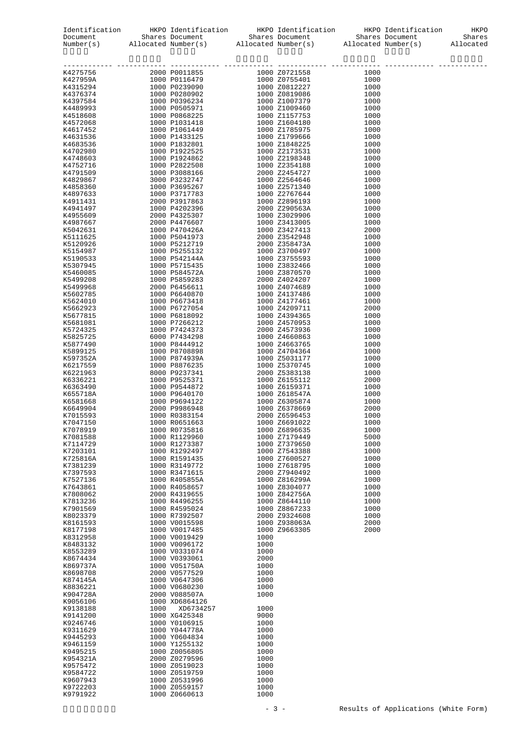| Identification Document Number(s) | HKPO Shares Allocated | Identification Document Number(s) | HKPO Shares Allocated | Identification Document Number(s) | HKPO Shares Allocated | Identification Document Number(s) | HKPO Shares Allocated |
|---|---|---|---|---|---|---|---|
| K4275756 | 2000 | P0011855 | 1000 | Z0721558 | 1000 | | |
| K427959A | 1000 | P0116479 | 1000 | Z0755401 | 1000 | | |
| K4315294 | 1000 | P0239090 | 1000 | Z0812227 | 1000 | | |
| K4376374 | 1000 | P0280902 | 1000 | Z0819086 | 1000 | | |
| K4397584 | 1000 | P0396234 | 1000 | Z1007379 | 1000 | | |
| K4489993 | 1000 | P0505971 | 1000 | Z1009460 | 1000 | | |
| K4518608 | 1000 | P0868225 | 1000 | Z1157753 | 1000 | | |
| K4572068 | 1000 | P1031418 | 1000 | Z1604180 | 1000 | | |
| K4617452 | 1000 | P1061449 | 1000 | Z1785975 | 1000 | | |
| K4631536 | 1000 | P1433125 | 1000 | Z1799666 | 1000 | | |
| K4683536 | 1000 | P1832801 | 1000 | Z1848225 | 1000 | | |
| K4702980 | 1000 | P1922525 | 1000 | Z2173531 | 1000 | | |
| K4748603 | 1000 | P1924862 | 1000 | Z2198348 | 1000 | | |
| K4752716 | 1000 | P2822508 | 1000 | Z2354188 | 1000 | | |
| K4791509 | 1000 | P3088166 | 2000 | Z2454727 | 1000 | | |
| K4829867 | 3000 | P3232747 | 1000 | Z2564646 | 1000 | | |
| K4858360 | 1000 | P3695267 | 1000 | Z2571340 | 1000 | | |
| K4897633 | 1000 | P3717783 | 1000 | Z2767644 | 1000 | | |
| K4911431 | 2000 | P3917863 | 1000 | Z2896193 | 1000 | | |
| K4941497 | 1000 | P4202396 | 2000 | Z290563A | 1000 | | |
| K4955609 | 2000 | P4325307 | 1000 | Z3029906 | 1000 | | |
| K4987667 | 2000 | P4476607 | 1000 | Z3413005 | 1000 | | |
| K5042631 | 1000 | P470426A | 1000 | Z3427413 | 2000 | | |
| K5111625 | 1000 | P5041973 | 2000 | Z3542948 | 1000 | | |
| K5120926 | 1000 | P5212719 | 2000 | Z358473A | 1000 | | |
| K5154987 | 1000 | P5255132 | 1000 | Z3700497 | 1000 | | |
| K5190533 | 1000 | P542144A | 1000 | Z3755593 | 1000 | | |
| K5307945 | 1000 | P5715435 | 1000 | Z3832466 | 1000 | | |
| K5460085 | 1000 | P584572A | 1000 | Z3870570 | 1000 | | |
| K5499208 | 1000 | P5859283 | 2000 | Z4024207 | 1000 | | |
| K5499968 | 2000 | P6456611 | 1000 | Z4074689 | 1000 | | |
| K5602785 | 1000 | P6640870 | 1000 | Z4137486 | 1000 | | |
| K5624010 | 1000 | P6673418 | 1000 | Z4177461 | 1000 | | |
| K5662923 | 1000 | P6727054 | 1000 | Z4209711 | 2000 | | |
| K5677815 | 1000 | P6818092 | 1000 | Z4394365 | 1000 | | |
| K5681081 | 1000 | P7266212 | 1000 | Z4570953 | 1000 | | |
| K5724325 | 1000 | P7424373 | 2000 | Z4573936 | 1000 | | |
| K5825725 | 6000 | P7434298 | 1000 | Z4660863 | 1000 | | |
| K5877490 | 1000 | P8444912 | 1000 | Z4663765 | 1000 | | |
| K5899125 | 1000 | P8708898 | 1000 | Z4704364 | 1000 | | |
| K597352A | 1000 | P874939A | 1000 | Z5031177 | 1000 | | |
| K6217559 | 1000 | P8876235 | 1000 | Z5370745 | 1000 | | |
| K6221963 | 8000 | P9237341 | 2000 | Z5383138 | 1000 | | |
| K6336221 | 1000 | P9525371 | 1000 | Z6155112 | 2000 | | |
| K6363490 | 1000 | P9544872 | 1000 | Z6159371 | 1000 | | |
| K655718A | 1000 | P9640170 | 1000 | Z618547A | 1000 | | |
| K6581668 | 1000 | P9694122 | 1000 | Z6305874 | 1000 | | |
| K6649904 | 2000 | P9986948 | 1000 | Z6378669 | 2000 | | |
| K7015593 | 1000 | R0383154 | 2000 | Z6596453 | 1000 | | |
| K7047150 | 1000 | R0651663 | 1000 | Z6691022 | 1000 | | |
| K7078919 | 1000 | R0735816 | 1000 | Z6896635 | 1000 | | |
| K7081588 | 1000 | R1129960 | 1000 | Z7179449 | 5000 | | |
| K7114729 | 1000 | R1273387 | 1000 | Z7379650 | 1000 | | |
| K7203101 | 1000 | R1292497 | 1000 | Z7543388 | 1000 | | |
| K725816A | 1000 | R1591435 | 1000 | Z7600527 | 1000 | | |
| K7381239 | 1000 | R3149772 | 1000 | Z7618795 | 1000 | | |
| K7397593 | 1000 | R3471615 | 2000 | Z7940492 | 1000 | | |
| K7527136 | 1000 | R405855A | 1000 | Z816299A | 1000 | | |
| K7643861 | 1000 | R4058657 | 1000 | Z8304077 | 1000 | | |
| K7808062 | 2000 | R4319655 | 1000 | Z842756A | 1000 | | |
| K7813236 | 1000 | R4496255 | 1000 | Z8644110 | 1000 | | |
| K7901569 | 1000 | R4595024 | 1000 | Z8867233 | 1000 | | |
| K8023379 | 1000 | R7392507 | 2000 | Z9324608 | 1000 | | |
| K8161593 | 1000 | V0015598 | 1000 | Z938063A | 2000 | | |
| K8177198 | 1000 | V0017485 | 1000 | Z9663305 | 2000 | | |
| K8312958 | 1000 | V0019429 | 1000 | | | | |
| K8483132 | 1000 | V0096172 | 1000 | | | | |
| K8553289 | 1000 | V0331074 | 1000 | | | | |
| K8674434 | 1000 | V0393061 | 2000 | | | | |
| K869737A | 1000 | V051750A | 1000 | | | | |
| K8698708 | 2000 | V0577529 | 1000 | | | | |
| K874145A | 1000 | V0647306 | 1000 | | | | |
| K8836221 | 1000 | V0680230 | 1000 | | | | |
| K904728A | 2000 | V088507A | 1000 | | | | |
| K9056106 | 1000 | XD6864126 | | | | | |
| K9138188 | 1000 | XD6734257 | 1000 | | | | |
| K9141200 | 1000 | XG425348 | 9000 | | | | |
| K9246746 | 1000 | Y0106915 | 1000 | | | | |
| K9311629 | 1000 | Y044778A | 1000 | | | | |
| K9445293 | 1000 | Y0604834 | 1000 | | | | |
| K9461159 | 1000 | Y1255132 | 1000 | | | | |
| K9495215 | 1000 | Z0056805 | 1000 | | | | |
| K954321A | 2000 | Z0279596 | 1000 | | | | |
| K9575472 | 1000 | Z0519023 | 1000 | | | | |
| K9584722 | 1000 | Z0519759 | 1000 | | | | |
| K9607943 | 1000 | Z0531996 | 1000 | | | | |
| K9722203 | 1000 | Z0559157 | 1000 | | | | |
| K9791922 | 1000 | Z0660613 | 1000 | | | | |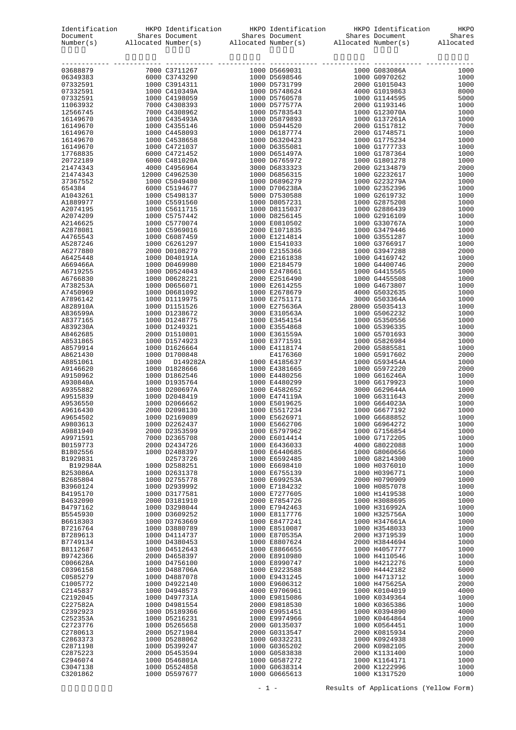| Identification Document Number(s) | HKPO Shares Allocated | Identification Document Number(s) | HKPO Shares Allocated | Identification Document Number(s) | HKPO Shares Allocated | Identification Document Number(s) | HKPO Shares Allocated |
|---|---|---|---|---|---|---|---|
| 03688879 | 7000 | C3711267 | 1000 | D5669031 | 1000 | G083086A | 1000 |
| 06349383 | 6000 | C3743290 | 1000 | D5698546 | 1000 | G0970262 | 1000 |
| 07332591 | 1000 | C3914311 | 1000 | D5731799 | 2000 | G1015043 | 1000 |
| 07332591 | 1000 | C410349A | 1000 | D5748624 | 4000 | G1019863 | 8000 |
| 07332591 | 1000 | C4198059 | 1000 | D5760578 | 1000 | G1144595 | 5000 |
| 11063932 | 7000 | C4308393 | 1000 | D577577A | 2000 | G1193146 | 1000 |
| 12566745 | 7000 | C4308962 | 1000 | D5783543 | 1000 | G123070A | 1000 |
| 16149670 | 1000 | C435493A | 1000 | D5879893 | 1000 | G137261A | 1000 |
| 16149670 | 1000 | C4355146 | 1000 | D5944520 | 2000 | G1517812 | 7000 |
| 16149670 | 1000 | C4458093 | 1000 | D6187774 | 2000 | G1748571 | 1000 |
| 16149670 | 1000 | C4538658 | 1000 | D6320423 | 1000 | G1775234 | 1000 |
| 16149670 | 1000 | C4721037 | 1000 | D6355081 | 1000 | G1777733 | 1000 |
| 17768835 | 6000 | C4721452 | 1000 | D651497A | 1000 | G1787364 | 1000 |
| 20722189 | 6000 | C481020A | 1000 | D6765972 | 1000 | G1801278 | 1000 |
| 21474343 | 4000 | C4956964 | 3000 | D6833323 | 2000 | G2134879 | 2000 |
| 21474343 | 12000 | C4962530 | 1000 | D6856315 | 1000 | G2232617 | 1000 |
| 37367552 | 1000 | C5049480 | 1000 | D6896279 | 1000 | G223279A | 1000 |
| 654384 | 6000 | C5194677 | 1000 | D706238A | 1000 | G2352396 | 1000 |
| A1043261 | 1000 | C5498137 | 5000 | D7530588 | 1000 | G2619732 | 1000 |
| A1889977 | 1000 | C5591560 | 1000 | D8057231 | 1000 | G2875208 | 1000 |
| A2074195 | 1000 | C5611715 | 1000 | D8115037 | 1000 | G2886439 | 1000 |
| A2074209 | 1000 | C5757442 | 1000 | D8256145 | 1000 | G2916109 | 1000 |
| A2146625 | 1000 | C5770074 | 1000 | E0810502 | 1000 | G330767A | 1000 |
| A2878081 | 1000 | C5969016 | 2000 | E1071835 | 1000 | G3479446 | 1000 |
| A4765543 | 1000 | C6087459 | 1000 | E1214814 | 1000 | G3551287 | 1000 |
| A5287246 | 1000 | C6261297 | 1000 | E1541033 | 1000 | G3766917 | 1000 |
| A6277880 | 2000 | D0108279 | 1000 | E2155366 | 1000 | G3947288 | 2000 |
| A6425448 | 1000 | D040191A | 2000 | E2161838 | 1000 | G4169742 | 1000 |
| A669466A | 1000 | D0469980 | 1000 | E2184579 | 1000 | G4400746 | 2000 |
| A6719255 | 1000 | D0524043 | 1000 | E2478661 | 1000 | G4415565 | 1000 |
| A6766830 | 1000 | D0628221 | 2000 | E2516490 | 1000 | G4455508 | 1000 |
| A738253A | 1000 | D0656071 | 1000 | E2614255 | 1000 | G4673807 | 1000 |
| A7450969 | 1000 | D0681092 | 1000 | E2678679 | 4000 | G5032635 | 1000 |
| A7896142 | 1000 | D1119975 | 1000 | E2751171 | 3000 | G503364A | 1000 |
| A828910A | 1000 | D1151526 | 1000 | E275636A | 28000 | G5035413 | 1000 |
| A836599A | 1000 | D1238672 | 3000 | E310563A | 1000 | G5062232 | 1000 |
| A8377165 | 1000 | D1248775 | 1000 | E3454154 | 1000 | G5350556 | 1000 |
| A839230A | 1000 | D1249321 | 1000 | E3554868 | 1000 | G5396335 | 1000 |
| A8462685 | 2000 | D1510801 | 1000 | E361559A | 1000 | G5701693 | 3000 |
| A8531865 | 1000 | D1574923 | 1000 | E3771591 | 1000 | G5826984 | 1000 |
| A8579914 | 1000 | D1626664 | 1000 | E4118174 | 2000 | G5885581 | 1000 |
| A8621430 | 1000 | D1700848 | | E4176360 | 1000 | G5917602 | 2000 |
| A8851061 | 1000 | D149282A | 1000 | E4185637 | 1000 | G593454A | 1000 |
| A9146620 | 1000 | D1828666 | 1000 | E4381665 | 1000 | G5972220 | 2000 |
| A9150962 | 1000 | D1862546 | 1000 | E4480256 | 1000 | G616246A | 1000 |
| A930840A | 1000 | D1935764 | 1000 | E4480299 | 1000 | G6179923 | 1000 |
| A9355882 | 1000 | D200697A | 1000 | E4582652 | 3000 | G629644A | 1000 |
| A9515839 | 1000 | D2048419 | 1000 | E474119A | 1000 | G6311643 | 2000 |
| A9536550 | 1000 | D2066662 | 1000 | E5019625 | 1000 | G664023A | 1000 |
| A9616430 | 2000 | D2098130 | 1000 | E5517234 | 1000 | G6677192 | 1000 |
| A9654502 | 1000 | D2169089 | 1000 | E5626971 | 1000 | G6688852 | 1000 |
| A9803613 | 1000 | D2262437 | 1000 | E5662706 | 1000 | G6964272 | 1000 |
| A9881940 | 2000 | D2353599 | 1000 | E5797962 | 1000 | G7156854 | 1000 |
| A9971591 | 7000 | D2365708 | 2000 | E6014414 | 1000 | G7172205 | 1000 |
| B0159773 | 2000 | D2434726 | 1000 | E6436033 | 4000 | G8022088 | 1000 |
| B1802556 | 1000 | D2488397 | 1000 | E6440685 | 1000 | G8060656 | 1000 |
| B1929831 | | D2573726 | 1000 | E6592485 | 1000 | G8214300 | 1000 |
| B192984A | 1000 | D2588251 | 1000 | E6698410 | 1000 | H0376010 | 1000 |
| B253086A | 1000 | D2631378 | 1000 | E6755139 | 1000 | H0396771 | 1000 |
| B2685804 | 1000 | D2755778 | 1000 | E699253A | 2000 | H0790909 | 1000 |
| B3960124 | 1000 | D2939992 | 1000 | E7184232 | 1000 | H0857078 | 1000 |
| B4195170 | 1000 | D3177581 | 1000 | E7277605 | 1000 | H1419538 | 1000 |
| B4632090 | 2000 | D3181910 | 2000 | E7854726 | 1000 | H3088695 | 1000 |
| B4797162 | 1000 | D3298044 | 1000 | E7942463 | 1000 | H316992A | 1000 |
| B5545930 | 1000 | D3609252 | 1000 | E8117776 | 1000 | H325756A | 1000 |
| B6618303 | 1000 | D3763669 | 1000 | E8477241 | 1000 | H347661A | 1000 |
| B7216764 | 1000 | D3880789 | 1000 | E8510087 | 1000 | H3548033 | 1000 |
| B7289613 | 1000 | D4114737 | 1000 | E870535A | 2000 | H3719539 | 1000 |
| B7749134 | 1000 | D4380453 | 1000 | E8807624 | 2000 | H3844694 | 1000 |
| B8112687 | 1000 | D4512643 | 1000 | E8866655 | 1000 | H4057777 | 1000 |
| B9742366 | 2000 | D4658397 | 2000 | E8910980 | 1000 | H4110546 | 1000 |
| C006628A | 1000 | D4756100 | 1000 | E8990747 | 1000 | H4212276 | 1000 |
| C0396158 | 1000 | D488706A | 1000 | E9223588 | 1000 | H4442182 | 6000 |
| C0585279 | 1000 | D4887078 | 1000 | E9431245 | 1000 | H4713712 | 1000 |
| C1005772 | 1000 | D4922140 | 1000 | E9606312 | 1000 | H475625A | 2000 |
| C2145837 | 1000 | D4948573 | 4000 | E9706961 | 1000 | K0104019 | 4000 |
| C2192045 | 1000 | D497731A | 1000 | E9815086 | 1000 | K0349364 | 1000 |
| C227582A | 1000 | D4981554 | 2000 | E9818530 | 1000 | K0365386 | 1000 |
| C2392923 | 1000 | D5189366 | 2000 | E9951451 | 1000 | K0394890 | 4000 |
| C252353A | 1000 | D5216231 | 1000 | E9974966 | 1000 | K0464864 | 1000 |
| C2723776 | 1000 | D5265658 | 2000 | G0135037 | 1000 | K0564451 | 1000 |
| C2780613 | 2000 | D5271984 | 2000 | G0313547 | 2000 | K0815934 | 2000 |
| C2863373 | 1000 | D5288062 | 1000 | G0332231 | 1000 | K0924938 | 1000 |
| C2871198 | 1000 | D5399247 | 1000 | G0365202 | 2000 | K0982105 | 2000 |
| C2875223 | 2000 | D5453594 | 1000 | G0583838 | 2000 | K1131400 | 1000 |
| C2946074 | 1000 | D546801A | 1000 | G0587272 | 1000 | K1164171 | 1000 |
| C3047138 | 1000 | D5524858 | 1000 | G0638314 | 2000 | K1222996 | 1000 |
| C3201862 | 1000 | D5597677 | 1000 | G0665613 | 1000 | K1317520 | 1000 |

Results of Applications (Yellow Form)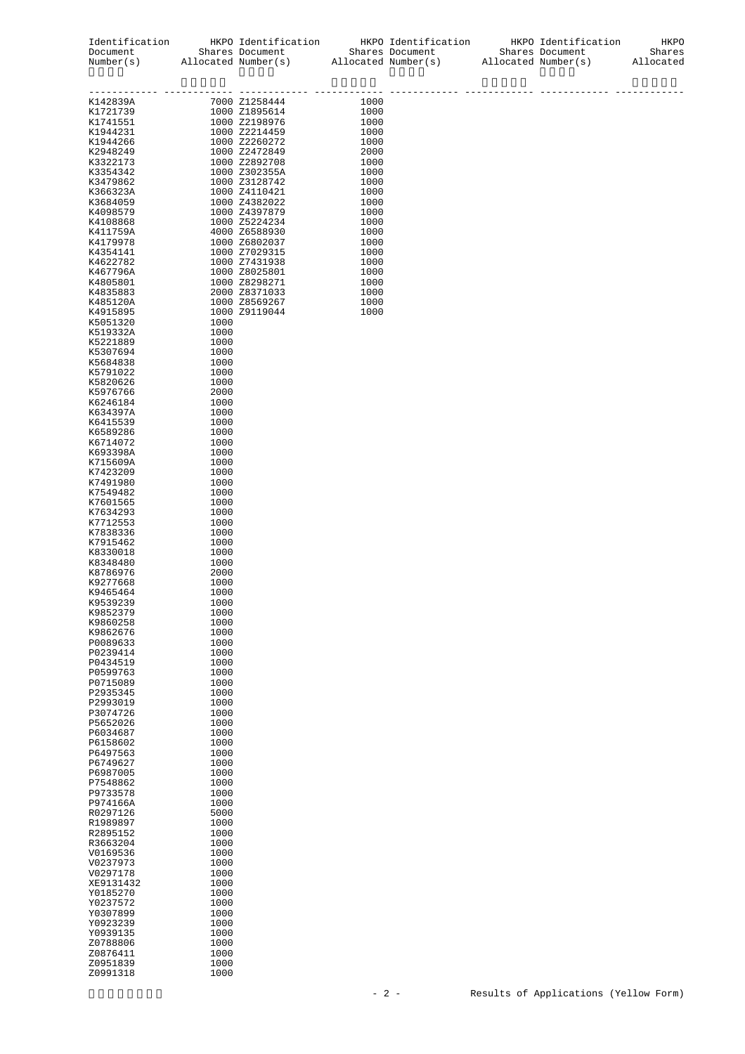| Identification Document Number(s) | HKPO Shares Allocated | Identification Document Number(s) | HKPO Shares Allocated | Identification Document Number(s) | HKPO Shares Allocated | Identification Document Number(s) | HKPO Shares Allocated |
|---|---|---|---|---|---|---|---|
| K142839A | 7000 | Z1258444 | 1000 | | | | |
| K1721739 | 1000 | Z1895614 | 1000 | | | | |
| K1741551 | 1000 | Z2198976 | 1000 | | | | |
| K1944231 | 1000 | Z2214459 | 1000 | | | | |
| K1944266 | 1000 | Z2260272 | 1000 | | | | |
| K2948249 | 1000 | Z2472849 | 2000 | | | | |
| K3322173 | 1000 | Z2892708 | 1000 | | | | |
| K3354342 | 1000 | Z302355A | 1000 | | | | |
| K3479862 | 1000 | Z3128742 | 1000 | | | | |
| K366323A | 1000 | Z4110421 | 1000 | | | | |
| K3684059 | 1000 | Z4382022 | 1000 | | | | |
| K4098579 | 1000 | Z4397879 | 1000 | | | | |
| K4108868 | 1000 | Z5224234 | 1000 | | | | |
| K411759A | 4000 | Z6588930 | 1000 | | | | |
| K4179978 | 1000 | Z6802037 | 1000 | | | | |
| K4354141 | 1000 | Z7029315 | 1000 | | | | |
| K4622782 | 1000 | Z7431938 | 1000 | | | | |
| K467796A | 1000 | Z8025801 | 1000 | | | | |
| K4805801 | 1000 | Z8298271 | 1000 | | | | |
| K4835883 | 2000 | Z8371033 | 1000 | | | | |
| K485120A | 1000 | Z8569267 | 1000 | | | | |
| K4915895 | 1000 | Z9119044 | 1000 | | | | |
| K5051320 | 1000 | | | | | | |
| K519332A | 1000 | | | | | | |
| K5221889 | 1000 | | | | | | |
| K5307694 | 1000 | | | | | | |
| K5684838 | 1000 | | | | | | |
| K5791022 | 1000 | | | | | | |
| K5820626 | 1000 | | | | | | |
| K5976766 | 2000 | | | | | | |
| K6246184 | 1000 | | | | | | |
| K634397A | 1000 | | | | | | |
| K6415539 | 1000 | | | | | | |
| K6589286 | 1000 | | | | | | |
| K6714072 | 1000 | | | | | | |
| K693398A | 1000 | | | | | | |
| K715609A | 1000 | | | | | | |
| K7423209 | 1000 | | | | | | |
| K7491980 | 1000 | | | | | | |
| K7549482 | 1000 | | | | | | |
| K7601565 | 1000 | | | | | | |
| K7634293 | 1000 | | | | | | |
| K7712553 | 1000 | | | | | | |
| K7838336 | 1000 | | | | | | |
| K7915462 | 1000 | | | | | | |
| K8330018 | 1000 | | | | | | |
| K8348480 | 1000 | | | | | | |
| K8786976 | 2000 | | | | | | |
| K9277668 | 1000 | | | | | | |
| K9465464 | 1000 | | | | | | |
| K9539239 | 1000 | | | | | | |
| K9852379 | 1000 | | | | | | |
| K9860258 | 1000 | | | | | | |
| K9862676 | 1000 | | | | | | |
| P0089633 | 1000 | | | | | | |
| P0239414 | 1000 | | | | | | |
| P0434519 | 1000 | | | | | | |
| P0599763 | 1000 | | | | | | |
| P0715089 | 1000 | | | | | | |
| P2935345 | 1000 | | | | | | |
| P2993019 | 1000 | | | | | | |
| P3074726 | 1000 | | | | | | |
| P5652026 | 1000 | | | | | | |
| P6034687 | 1000 | | | | | | |
| P6158602 | 1000 | | | | | | |
| P6497563 | 1000 | | | | | | |
| P6749627 | 1000 | | | | | | |
| P6987005 | 1000 | | | | | | |
| P7548862 | 1000 | | | | | | |
| P9733578 | 1000 | | | | | | |
| P974166A | 1000 | | | | | | |
| R0297126 | 5000 | | | | | | |
| R1989897 | 1000 | | | | | | |
| R2895152 | 1000 | | | | | | |
| R3663204 | 1000 | | | | | | |
| V0169536 | 1000 | | | | | | |
| V0237973 | 1000 | | | | | | |
| V0297178 | 1000 | | | | | | |
| XE9131432 | 1000 | | | | | | |
| Y0185270 | 1000 | | | | | | |
| Y0237572 | 1000 | | | | | | |
| Y0307899 | 1000 | | | | | | |
| Y0923239 | 1000 | | | | | | |
| Y0939135 | 1000 | | | | | | |
| Z0788806 | 1000 | | | | | | |
| Z0876411 | 1000 | | | | | | |
| Z0951839 | 1000 | | | | | | |
| Z0991318 | 1000 | | | | | | |

Results of Applications (Yellow Form)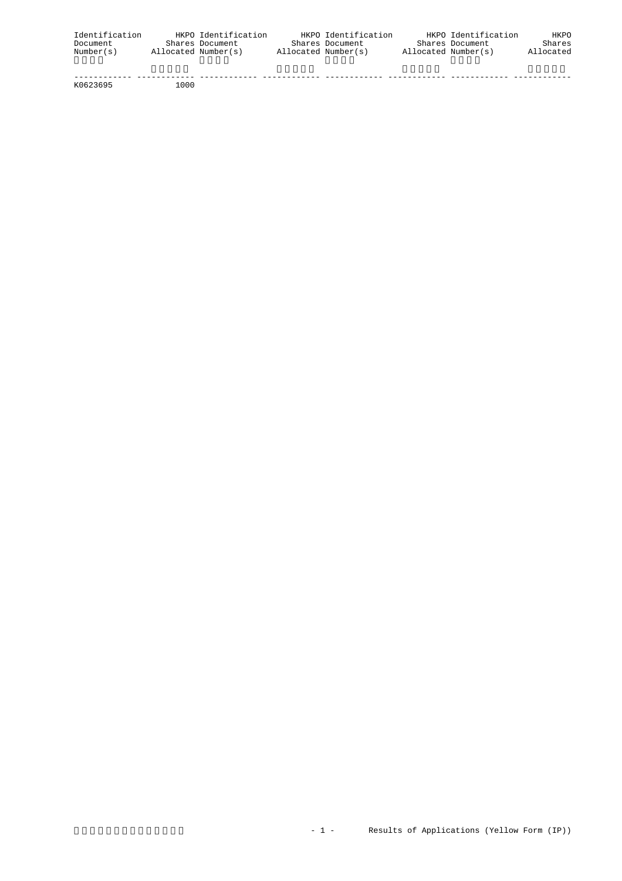| Identification Document Number(s) | HKPO Shares Allocated | Identification Document Number(s) | HKPO Shares Allocated | Identification Document Number(s) | HKPO Shares Allocated | Identification Document Number(s) | HKPO Shares Allocated |
|---|---|---|---|---|---|---|---|
| K0623695 | 1000 | | | | | | |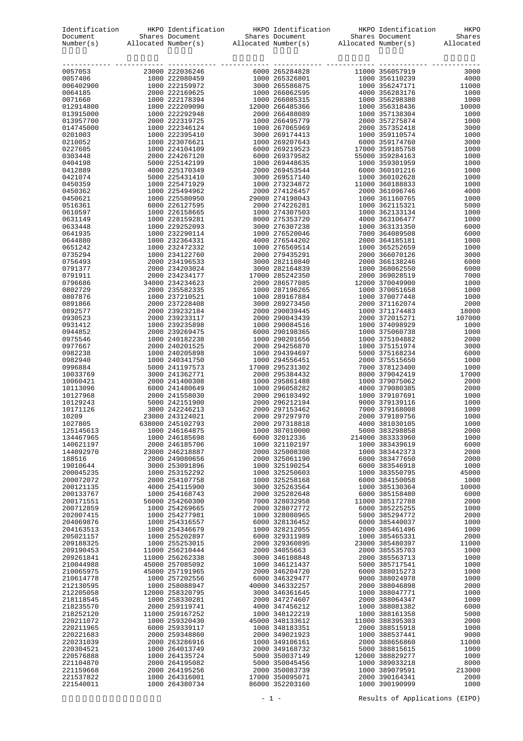| Identification Document Number(s) | HKPO Shares Allocated | Identification Document Number(s) | HKPO Shares Allocated | Identification Document Number(s) | HKPO Shares Allocated | Identification Document Number(s) | HKPO Shares Allocated |
|---|---|---|---|---|---|---|---|
| 0057053 | 23000 | 222036246 | 6000 | 265284828 | 11000 | 356057919 | 3000 |
| 0057406 | 1000 | 222080459 | 1000 | 265326801 | 1000 | 356110239 | 4000 |
| 006402900 | 1000 | 222159972 | 3000 | 265586875 | 1000 | 356247171 | 11000 |
| 0064185 | 2000 | 222169625 | 1000 | 266062595 | 4000 | 356283176 | 1000 |
| 0071660 | 1000 | 222178394 | 1000 | 266085315 | 1000 | 356298380 | 1000 |
| 012914800 | 1000 | 222209090 | 12000 | 266485366 | 1000 | 356318436 | 10000 |
| 013915000 | 1000 | 222292948 | 2000 | 266488089 | 1000 | 357138304 | 1000 |
| 013957700 | 2000 | 222319725 | 1000 | 266495779 | 2000 | 357275874 | 1000 |
| 014745000 | 1000 | 222346124 | 1000 | 267065969 | 2000 | 357352418 | 3000 |
| 0201003 | 1000 | 222395410 | 3000 | 269174413 | 1000 | 359110574 | 1000 |
| 0210052 | 1000 | 223076621 | 1000 | 269207643 | 6000 | 359174760 | 3000 |
| 0227605 | 1000 | 224104109 | 6000 | 269219523 | 17000 | 359185758 | 1000 |
| 0303448 | 2000 | 224267120 | 6000 | 269379582 | 55000 | 359284163 | 1000 |
| 0404198 | 5000 | 225142199 | 1000 | 269448635 | 1000 | 359301959 | 1000 |
| 0412889 | 4000 | 225170349 | 2000 | 269453544 | 6000 | 360101216 | 1000 |
| 0421074 | 5000 | 225431410 | 3000 | 269517140 | 1000 | 360102628 | 1000 |
| 0450359 | 1000 | 225471929 | 1000 | 273234872 | 11000 | 360188833 | 1000 |
| 0450362 | 1000 | 225494962 | 2000 | 274126457 | 2000 | 361096746 | 4000 |
| 0450621 | 1000 | 225580950 | 29000 | 274198043 | 1000 | 361160765 | 1000 |
| 0516361 | 6000 | 226127595 | 2000 | 274226281 | 1000 | 362115321 | 5000 |
| 0610597 | 1000 | 226158665 | 1000 | 274307503 | 1000 | 362133134 | 1000 |
| 0631149 | 1000 | 228159281 | 8000 | 275353720 | 4000 | 363106477 | 1000 |
| 0633448 | 1000 | 229252093 | 3000 | 276307238 | 1000 | 363131350 | 6000 |
| 0641935 | 1000 | 232290114 | 1000 | 276520046 | 7000 | 364089508 | 6000 |
| 0644880 | 1000 | 232364331 | 4000 | 276544202 | 2000 | 364185181 | 1000 |
| 0651242 | 1000 | 232472332 | 1000 | 276569514 | 1000 | 365252659 | 1000 |
| 0735294 | 1000 | 234122760 | 2000 | 279435291 | 2000 | 366070126 | 3000 |
| 0756493 | 2000 | 234196533 | 3000 | 282110840 | 2000 | 366138246 | 6000 |
| 0791377 | 2000 | 234203024 | 3000 | 282164839 | 1000 | 368062550 | 6000 |
| 0791911 | 2000 | 234234177 | 17000 | 285242350 | 2000 | 369028519 | 7000 |
| 0796686 | 34000 | 234234623 | 2000 | 286577085 | 12000 | 370049900 | 1000 |
| 0802729 | 2000 | 235582335 | 1000 | 287196265 | 1000 | 370051658 | 1000 |
| 0807876 | 1000 | 237210521 | 1000 | 289167884 | 1000 | 370077448 | 1000 |
| 0891866 | 2000 | 237228408 | 3000 | 289273450 | 2000 | 371162074 | 2000 |
| 0892577 | 2000 | 239232184 | 2000 | 290039445 | 1000 | 371174483 | 18000 |
| 0930523 | 2000 | 239233117 | 2000 | 290043439 | 2000 | 372015271 | 107000 |
| 0931412 | 1000 | 239235898 | 1000 | 290084516 | 1000 | 374098929 | 1000 |
| 0944852 | 2000 | 239269475 | 6000 | 290198365 | 1000 | 375060738 | 1000 |
| 0975546 | 1000 | 240182238 | 1000 | 290201656 | 1000 | 375104882 | 2000 |
| 0977667 | 2000 | 240201525 | 2000 | 294256870 | 1000 | 375151974 | 3000 |
| 0982238 | 1000 | 240205898 | 1000 | 294394697 | 5000 | 375168234 | 6000 |
| 0982940 | 1000 | 240341750 | 1000 | 294556451 | 2000 | 375515650 | 1000 |
| 0996884 | 5000 | 241197573 | 17000 | 295231302 | 7000 | 378123400 | 1000 |
| 10033769 | 3000 | 241362771 | 2000 | 295384432 | 8000 | 379042419 | 17000 |
| 10060421 | 2000 | 241400308 | 1000 | 295861488 | 1000 | 379075062 | 2000 |
| 10113096 | 6000 | 241480649 | 1000 | 296058282 | 4000 | 379080385 | 2000 |
| 10127968 | 2000 | 241558030 | 2000 | 296103492 | 1000 | 379107691 | 1000 |
| 10129243 | 5000 | 242151900 | 2000 | 296212194 | 9000 | 379139116 | 1000 |
| 10171126 | 3000 | 242246213 | 2000 | 297153462 | 7000 | 379168008 | 1000 |
| 10209 | 23000 | 243124021 | 2000 | 297297970 | 2000 | 379189756 | 1000 |
| 1027805 | 638000 | 245102793 | 2000 | 297318818 | 4000 | 381030105 | 1000 |
| 125145613 | 1000 | 246164875 | 1000 | 307010000 | 5000 | 383298858 | 2000 |
| 134467965 | 1000 | 246185698 | 6000 | 32012336 | 214000 | 383333960 | 1000 |
| 140621197 | 2000 | 246185706 | 1000 | 321102197 | 1000 | 383439619 | 6000 |
| 144092970 | 23000 | 246218887 | 2000 | 325008308 | 1000 | 383442373 | 2000 |
| 188516 | 2000 | 249080656 | 2000 | 325061190 | 6000 | 383477650 | 2000 |
| 19010644 | 3000 | 253091896 | 1000 | 325190254 | 6000 | 383546918 | 1000 |
| 200045235 | 1000 | 253152292 | 1000 | 325250603 | 1000 | 383550795 | 45000 |
| 200072072 | 2000 | 254107758 | 1000 | 325258168 | 6000 | 384150058 | 1000 |
| 200121135 | 4000 | 254115900 | 3000 | 325263564 | 1000 | 385130364 | 10000 |
| 200133767 | 1000 | 254168743 | 2000 | 325282648 | 6000 | 385158480 | 6000 |
| 200171551 | 56000 | 254260300 | 7000 | 328032958 | 11000 | 385172788 | 2000 |
| 200712859 | 1000 | 254269665 | 2000 | 328072772 | 6000 | 385225255 | 1000 |
| 202007415 | 1000 | 254277981 | 1000 | 328080965 | 5000 | 385294772 | 2000 |
| 204069876 | 1000 | 254316557 | 6000 | 328136452 | 6000 | 385440037 | 1000 |
| 204163513 | 1000 | 254346679 | 1000 | 328212055 | 2000 | 385461496 | 1000 |
| 205021157 | 1000 | 255202897 | 6000 | 329311989 | 1000 | 385465331 | 2000 |
| 209188325 | 1000 | 255253015 | 2000 | 329360895 | 23000 | 385480397 | 11000 |
| 209190453 | 11000 | 256210444 | 2000 | 34055663 | 2000 | 385535703 | 1000 |
| 209261841 | 11000 | 256262338 | 3000 | 346108848 | 2000 | 385563713 | 1000 |
| 210044988 | 45000 | 257085092 | 1000 | 346121437 | 5000 | 385717541 | 1000 |
| 210065975 | 45000 | 257191965 | 2000 | 346204720 | 6000 | 388015273 | 1000 |
| 210614778 | 1000 | 257202556 | 6000 | 346329477 | 9000 | 388024978 | 1000 |
| 212130595 | 1000 | 258088947 | 40000 | 346332257 | 2000 | 388046898 | 2000 |
| 212205058 | 12000 | 258320795 | 3000 | 346361645 | 1000 | 388047771 | 1000 |
| 218118545 | 1000 | 258330281 | 2000 | 347274607 | 2000 | 388064347 | 1000 |
| 218235570 | 2000 | 259119741 | 4000 | 347456212 | 1000 | 388081382 | 6000 |
| 218252120 | 11000 | 259167252 | 1000 | 348122219 | 1000 | 388161358 | 5000 |
| 220211072 | 1000 | 259320430 | 45000 | 348133612 | 11000 | 388395303 | 2000 |
| 220211965 | 6000 | 259339117 | 1000 | 348183351 | 2000 | 388515918 | 1000 |
| 220221683 | 2000 | 259348860 | 2000 | 349021923 | 1000 | 388537441 | 9000 |
| 220231039 | 2000 | 263286916 | 1000 | 349106161 | 2000 | 388656860 | 11000 |
| 220304521 | 1000 | 264013749 | 2000 | 349168732 | 5000 | 388815615 | 1000 |
| 220576888 | 1000 | 264135724 | 5000 | 350037149 | 12000 | 388829277 | 1000 |
| 221104870 | 2000 | 264195082 | 5000 | 350045456 | 1000 | 389033218 | 8000 |
| 221159668 | 2000 | 264195256 | 2000 | 350083739 | 1000 | 389079591 | 213000 |
| 221537822 | 1000 | 264316001 | 17000 | 350095071 | 2000 | 390164341 | 2000 |
| 221540011 | 1000 | 264380734 | 86000 | 352203160 | 1000 | 390190999 | 1000 |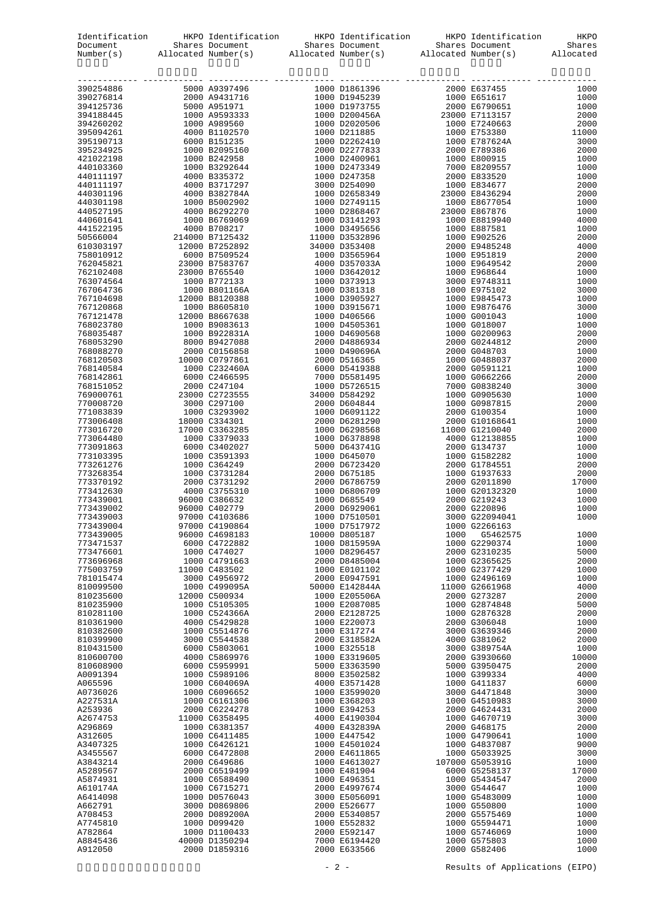| Identification Document Number(s) | HKPO Shares Allocated | Identification Document Number(s) | HKPO Shares Allocated | Identification Document Number(s) | HKPO Shares Allocated | Identification Document Number(s) | HKPO Shares Allocated |
|---|---|---|---|---|---|---|---|
| 390254886 | 5000 | A9397496 | 1000 | D1861396 | 2000 | E637455 | 1000 |
| 390276814 | 2000 | A9431716 | 1000 | D1945239 | 1000 | E651617 | 1000 |
| 394125736 | 5000 | A951971 | 1000 | D1973755 | 2000 | E6790651 | 1000 |
| 394188445 | 1000 | A9593333 | 1000 | D200456A | 23000 | E7113157 | 2000 |
| 394260202 | 1000 | A989560 | 1000 | D2020506 | 1000 | E7240663 | 2000 |
| 395094261 | 4000 | B1102570 | 1000 | D211885 | 1000 | E753380 | 11000 |
| 395190713 | 6000 | B151235 | 1000 | D2262410 | 1000 | E787624A | 3000 |
| 395234925 | 1000 | B2095160 | 2000 | D2277833 | 2000 | E789386 | 2000 |
| 421022198 | 1000 | B242958 | 1000 | D2400961 | 1000 | E800915 | 1000 |
| 440103360 | 1000 | B3292644 | 1000 | D2473349 | 7000 | E8209557 | 1000 |
| 440111197 | 4000 | B335372 | 1000 | D247358 | 2000 | E833520 | 1000 |
| 440111197 | 4000 | B3717297 | 3000 | D254090 | 1000 | E834677 | 2000 |
| 440301196 | 4000 | B382784A | 1000 | D2658349 | 23000 | E8436294 | 2000 |
| 440301198 | 1000 | B5002902 | 1000 | D2749115 | 1000 | E8677054 | 1000 |
| 440527195 | 4000 | B6292270 | 1000 | D2868467 | 23000 | E867876 | 1000 |
| 440601641 | 1000 | B6769069 | 1000 | D3141293 | 1000 | E8819940 | 4000 |
| 441522195 | 4000 | B708217 | 1000 | D3495656 | 1000 | E887581 | 1000 |
| 50566004 | 214000 | B7125432 | 11000 | D3532896 | 1000 | E902526 | 2000 |
| 610303197 | 12000 | B7252892 | 34000 | D353408 | 2000 | E9485248 | 4000 |
| 758010912 | 6000 | B7509524 | 1000 | D3565964 | 1000 | E951819 | 2000 |
| 762045821 | 23000 | B7583767 | 4000 | D357033A | 1000 | E9649542 | 2000 |
| 762102408 | 23000 | B765540 | 1000 | D3642012 | 1000 | E968644 | 1000 |
| 763074564 | 1000 | B772133 | 1000 | D373913 | 3000 | E9748311 | 1000 |
| 767064736 | 1000 | B801166A | 1000 | D381318 | 1000 | E975102 | 3000 |
| 767104698 | 12000 | B8120388 | 1000 | D3905927 | 1000 | E9845473 | 1000 |
| 767120868 | 1000 | B8605810 | 1000 | D3915671 | 1000 | E9876476 | 3000 |
| 767121478 | 12000 | B8667638 | 1000 | D406566 | 1000 | G001043 | 1000 |
| 768023780 | 1000 | B9083613 | 1000 | D4505361 | 1000 | G018007 | 1000 |
| 768035487 | 1000 | B922831A | 1000 | D4690568 | 1000 | G0200963 | 2000 |
| 768053290 | 8000 | B9427088 | 2000 | D4886934 | 2000 | G0244812 | 2000 |
| 768088270 | 2000 | C0156858 | 1000 | D490696A | 2000 | G048703 | 1000 |
| 768120503 | 10000 | C0797861 | 2000 | D516365 | 1000 | G0488037 | 2000 |
| 768140584 | 1000 | C232460A | 6000 | D5419388 | 2000 | G0591121 | 1000 |
| 768142861 | 6000 | C2466595 | 7000 | D5581495 | 1000 | G0662266 | 2000 |
| 768151052 | 2000 | C247104 | 1000 | D5726515 | 7000 | G0838240 | 3000 |
| 769000761 | 23000 | C2723555 | 34000 | D584292 | 1000 | G0905630 | 1000 |
| 770008720 | 3000 | C297100 | 2000 | D604844 | 1000 | G0987815 | 2000 |
| 771083839 | 1000 | C3293902 | 1000 | D6091122 | 2000 | G100354 | 1000 |
| 773006408 | 18000 | C334301 | 2000 | D6281290 | 2000 | G10168641 | 1000 |
| 773016720 | 17000 | C3363285 | 1000 | D6298568 | 11000 | G1210040 | 2000 |
| 773064480 | 1000 | C3379033 | 1000 | D6378898 | 4000 | G12138855 | 1000 |
| 773091863 | 6000 | C3402027 | 5000 | D643741G | 2000 | G134737 | 1000 |
| 773103395 | 1000 | C3591393 | 1000 | D645070 | 1000 | G1582282 | 1000 |
| 773261276 | 1000 | C364249 | 2000 | D6723420 | 2000 | G1784551 | 2000 |
| 773268354 | 1000 | C3731284 | 2000 | D675185 | 1000 | G1937633 | 2000 |
| 773370192 | 2000 | C3731292 | 2000 | D6786759 | 2000 | G2011890 | 17000 |
| 773412630 | 4000 | C3755310 | 1000 | D6806709 | 1000 | G20132320 | 1000 |
| 773439001 | 96000 | C386632 | 1000 | D685549 | 2000 | G219243 | 1000 |
| 773439002 | 96000 | C402779 | 2000 | D6929061 | 2000 | G220896 | 1000 |
| 773439003 | 97000 | C4103686 | 1000 | D7510501 | 3000 | G22094041 | 1000 |
| 773439004 | 97000 | C4190864 | 1000 | D7517972 | 1000 | G2266163 | |
| 773439005 | 96000 | C4698183 | 10000 | D805187 | 1000 | G5462575 | 1000 |
| 773471537 | 6000 | C4722882 | 1000 | D815959A | 1000 | G2290374 | 1000 |
| 773476601 | 1000 | C474027 | 1000 | D8296457 | 2000 | G2310235 | 5000 |
| 773696968 | 1000 | C4791663 | 2000 | D8485004 | 1000 | G2365625 | 2000 |
| 775003759 | 11000 | C483502 | 1000 | E0101102 | 1000 | G2377429 | 1000 |
| 781015474 | 3000 | C4956972 | 2000 | E0947591 | 1000 | G2496169 | 1000 |
| 810099500 | 1000 | C499095A | 50000 | E142844A | 11000 | G2661968 | 4000 |
| 810235600 | 12000 | C500934 | 1000 | E205506A | 2000 | G273287 | 2000 |
| 810235900 | 1000 | C5105305 | 1000 | E2087085 | 1000 | G2874848 | 5000 |
| 810281100 | 1000 | C524366A | 2000 | E2128725 | 1000 | G2876328 | 2000 |
| 810361900 | 4000 | C5429828 | 1000 | E220073 | 2000 | G306048 | 1000 |
| 810382600 | 1000 | C5514876 | 1000 | E317274 | 3000 | G3639346 | 2000 |
| 810399900 | 3000 | C5544538 | 2000 | E318582A | 4000 | G381062 | 2000 |
| 810431500 | 6000 | C5803061 | 1000 | E325518 | 3000 | G389754A | 1000 |
| 810600700 | 4000 | C5869976 | 1000 | E3319605 | 2000 | G3930660 | 10000 |
| 810608900 | 6000 | C5959991 | 5000 | E3363590 | 5000 | G3950475 | 2000 |
| A0091394 | 1000 | C5989106 | 8000 | E3502582 | 1000 | G399334 | 4000 |
| A065596 | 1000 | C604069A | 4000 | E3571428 | 1000 | G411837 | 6000 |
| A0736026 | 1000 | C6096652 | 1000 | E3599020 | 3000 | G4471848 | 3000 |
| A227531A | 1000 | C6161306 | 1000 | E368203 | 1000 | G4510983 | 3000 |
| A253936 | 2000 | C6224278 | 1000 | E394253 | 2000 | G4624431 | 2000 |
| A2674753 | 11000 | C6358495 | 4000 | E4190304 | 1000 | G4670719 | 3000 |
| A296869 | 1000 | C6381357 | 4000 | E432839A | 2000 | G468175 | 2000 |
| A312605 | 1000 | C6411485 | 1000 | E447542 | 1000 | G4790641 | 1000 |
| A3407325 | 1000 | C6426121 | 1000 | E4501024 | 1000 | G4837087 | 9000 |
| A3455567 | 6000 | C6472808 | 2000 | E4611865 | 1000 | G5033925 | 3000 |
| A3843214 | 2000 | C649686 | 1000 | E4613027 | 107000 | G505391G | 1000 |
| A5289567 | 2000 | C6519499 | 1000 | E481904 | 6000 | G5258137 | 17000 |
| A5874931 | 1000 | C6588490 | 1000 | E496351 | 1000 | G5434547 | 2000 |
| A610174A | 1000 | C6715271 | 2000 | E4997674 | 3000 | G544647 | 1000 |
| A6414098 | 1000 | D0576043 | 3000 | E5056091 | 1000 | G5483009 | 1000 |
| A662791 | 3000 | D0869806 | 2000 | E526677 | 1000 | G550800 | 1000 |
| A708453 | 2000 | D089200A | 2000 | E5340857 | 2000 | G5575469 | 1000 |
| A7745810 | 1000 | D099420 | 1000 | E552832 | 1000 | G5594471 | 1000 |
| A782864 | 1000 | D1100433 | 2000 | E592147 | 1000 | G5746069 | 1000 |
| A8845436 | 40000 | D1350294 | 7000 | E6194420 | 1000 | G575803 | 1000 |
| A912050 | 2000 | D1859316 | 2000 | E633566 | 2000 | G582406 | 1000 |

Results of Applications (EIPO)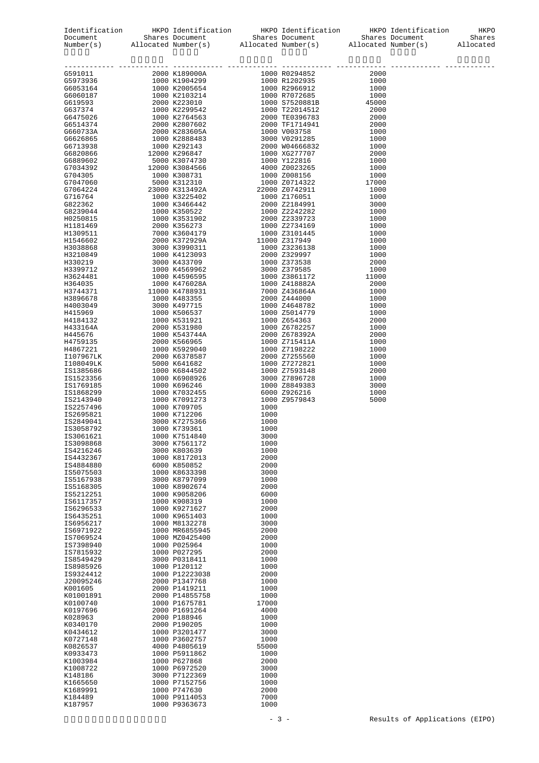| Identification Document Number(s) | HKPO Shares Allocated | Identification Document Number(s) | HKPO Shares Allocated | Identification Document Number(s) | HKPO Shares Allocated | Identification Document Number(s) | HKPO Shares Allocated |
|---|---|---|---|---|---|---|---|
| G591011 | 2000 | K189000A | 1000 | R0294852 | 2000 | | |
| G5973936 | 1000 | K1904299 | 1000 | R1202935 | 1000 | | |
| G6053164 | 1000 | K2005654 | 1000 | R2966912 | 1000 | | |
| G6060187 | 1000 | K2103214 | 1000 | R7072685 | 1000 | | |
| G619593 | 2000 | K223010 | 1000 | S7520881B | 45000 | | |
| G637374 | 1000 | K2299542 | 1000 | T22014512 | 2000 | | |
| G6475026 | 1000 | K2764563 | 2000 | TE0396783 | 2000 | | |
| G6514374 | 2000 | K2807602 | 2000 | TF1714941 | 2000 | | |
| G660733A | 2000 | K283605A | 1000 | V003758 | 1000 | | |
| G6626865 | 1000 | K2888483 | 3000 | V0291285 | 1000 | | |
| G6713938 | 1000 | K292143 | 2000 | W04666832 | 1000 | | |
| G6820866 | 12000 | K296847 | 1000 | XG277707 | 2000 | | |
| G6889602 | 5000 | K3074730 | 1000 | Y122816 | 1000 | | |
| G7034392 | 12000 | K3084566 | 4000 | Z0023265 | 1000 | | |
| G704305 | 1000 | K308731 | 1000 | Z008156 | 1000 | | |
| G7047060 | 5000 | K312310 | 1000 | Z0714322 | 17000 | | |
| G7064224 | 23000 | K313492A | 22000 | Z0742911 | 1000 | | |
| G716764 | 1000 | K3225402 | 1000 | Z176051 | 1000 | | |
| G822362 | 1000 | K3466442 | 2000 | Z2184991 | 3000 | | |
| G8239044 | 1000 | K350522 | 1000 | Z2242282 | 1000 | | |
| H0250815 | 1000 | K3531902 | 2000 | Z2339723 | 1000 | | |
| H1181469 | 2000 | K356273 | 1000 | Z2734169 | 1000 | | |
| H1309511 | 7000 | K3604179 | 1000 | Z3101445 | 1000 | | |
| H1546602 | 2000 | K372929A | 11000 | Z317949 | 1000 | | |
| H3038868 | 3000 | K3990311 | 1000 | Z3236138 | 1000 | | |
| H3210849 | 1000 | K4123093 | 2000 | Z329997 | 1000 | | |
| H330219 | 3000 | K433709 | 1000 | Z373538 | 2000 | | |
| H3399712 | 1000 | K4569962 | 3000 | Z379585 | 1000 | | |
| H3624481 | 1000 | K4596595 | 1000 | Z3861172 | 11000 | | |
| H364035 | 1000 | K476028A | 1000 | Z418882A | 2000 | | |
| H3744371 | 11000 | K4788931 | 7000 | Z436864A | 1000 | | |
| H3896678 | 1000 | K483355 | 2000 | Z444000 | 1000 | | |
| H4003049 | 3000 | K497715 | 1000 | Z4648782 | 1000 | | |
| H415969 | 1000 | K506537 | 1000 | Z5014779 | 1000 | | |
| H4184132 | 1000 | K531921 | 1000 | Z654363 | 2000 | | |
| H433164A | 2000 | K531980 | 1000 | Z6782257 | 1000 | | |
| H445676 | 1000 | K543744A | 2000 | Z678392A | 2000 | | |
| H4759135 | 2000 | K566965 | 1000 | Z715411A | 1000 | | |
| H4867221 | 1000 | K5929040 | 1000 | Z7198222 | 1000 | | |
| I107967LK | 2000 | K6378587 | 2000 | Z7255560 | 1000 | | |
| I108049LK | 5000 | K641682 | 1000 | Z7272821 | 1000 | | |
| IS1385686 | 1000 | K6844502 | 1000 | Z7593148 | 2000 | | |
| IS1523356 | 1000 | K6908926 | 3000 | Z7896728 | 1000 | | |
| IS1769185 | 1000 | K696246 | 1000 | Z8849383 | 3000 | | |
| IS1868299 | 1000 | K7032455 | 6000 | Z926216 | 1000 | | |
| IS2143940 | 1000 | K7091273 | 1000 | Z9579843 | 5000 | | |
| IS2257496 | 1000 | K709705 | 1000 | | | | |
| IS2695821 | 1000 | K712206 | 1000 | | | | |
| IS2849041 | 3000 | K7275366 | 1000 | | | | |
| IS3058792 | 1000 | K739361 | 1000 | | | | |
| IS3061621 | 1000 | K7514840 | 3000 | | | | |
| IS3098868 | 3000 | K7561172 | 1000 | | | | |
| IS4216246 | 3000 | K803639 | 1000 | | | | |
| IS4432367 | 1000 | K8172013 | 2000 | | | | |
| IS4884880 | 6000 | K850852 | 2000 | | | | |
| IS5075503 | 1000 | K8633398 | 3000 | | | | |
| IS5167938 | 3000 | K8797099 | 1000 | | | | |
| IS5168305 | 1000 | K8902674 | 2000 | | | | |
| IS5212251 | 1000 | K9058206 | 6000 | | | | |
| IS6117357 | 1000 | K908319 | 1000 | | | | |
| IS6296533 | 1000 | K9271627 | 2000 | | | | |
| IS6435251 | 1000 | K9651403 | 1000 | | | | |
| IS6956217 | 1000 | M8132278 | 3000 | | | | |
| IS6971922 | 1000 | MR6855945 | 2000 | | | | |
| IS7069524 | 1000 | MZ0425400 | 2000 | | | | |
| IS7398940 | 1000 | P025964 | 1000 | | | | |
| IS7815932 | 1000 | P027295 | 2000 | | | | |
| IS8549429 | 3000 | P0318411 | 1000 | | | | |
| IS8985926 | 1000 | P120112 | 1000 | | | | |
| IS9324412 | 1000 | P12223038 | 2000 | | | | |
| J20095246 | 2000 | P1347768 | 1000 | | | | |
| K001605 | 2000 | P1419211 | 1000 | | | | |
| K01001891 | 2000 | P14855758 | 1000 | | | | |
| K0100740 | 1000 | P1675781 | 17000 | | | | |
| K0197696 | 2000 | P1691264 | 4000 | | | | |
| K028963 | 2000 | P188946 | 1000 | | | | |
| K0340170 | 2000 | P190205 | 1000 | | | | |
| K0434612 | 1000 | P3201477 | 3000 | | | | |
| K0727148 | 1000 | P3602757 | 1000 | | | | |
| K0826537 | 4000 | P4805619 | 55000 | | | | |
| K0933473 | 1000 | P5911862 | 1000 | | | | |
| K1003984 | 1000 | P627868 | 2000 | | | | |
| K1008722 | 1000 | P6972520 | 3000 | | | | |
| K148186 | 3000 | P7122369 | 1000 | | | | |
| K1665650 | 1000 | P7152756 | 1000 | | | | |
| K1689991 | 1000 | P747630 | 2000 | | | | |
| K184489 | 1000 | P9114053 | 7000 | | | | |
| K187957 | 1000 | P9363673 | 1000 | | | | |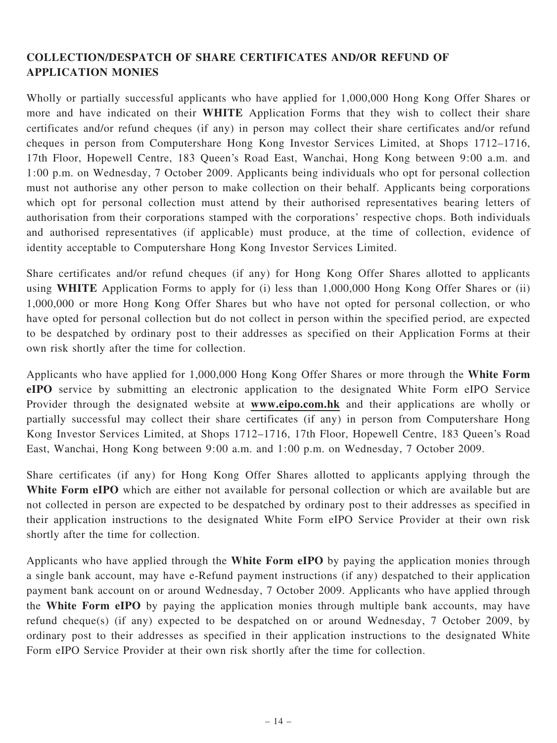## COLLECTION/DESPATCH OF SHARE CERTIFICATES AND/OR REFUND OF APPLICATION MONIES

Wholly or partially successful applicants who have applied for 1,000,000 Hong Kong Offer Shares or more and have indicated on their **WHITE** Application Forms that they wish to collect their share certificates and/or refund cheques (if any) in person may collect their share certificates and/or refund cheques in person from Computershare Hong Kong Investor Services Limited, at Shops 1712–1716, 17th Floor, Hopewell Centre, 183 Queen's Road East, Wanchai, Hong Kong between 9:00 a.m. and 1:00 p.m. on Wednesday, 7 October 2009. Applicants being individuals who opt for personal collection must not authorise any other person to make collection on their behalf. Applicants being corporations which opt for personal collection must attend by their authorised representatives bearing letters of authorisation from their corporations stamped with the corporations' respective chops. Both individuals and authorised representatives (if applicable) must produce, at the time of collection, evidence of identity acceptable to Computershare Hong Kong Investor Services Limited.

Share certificates and/or refund cheques (if any) for Hong Kong Offer Shares allotted to applicants using **WHITE** Application Forms to apply for (i) less than 1,000,000 Hong Kong Offer Shares or (ii) 1,000,000 or more Hong Kong Offer Shares but who have not opted for personal collection, or who have opted for personal collection but do not collect in person within the specified period, are expected to be despatched by ordinary post to their addresses as specified on their Application Forms at their own risk shortly after the time for collection.

Applicants who have applied for 1,000,000 Hong Kong Offer Shares or more through the **White Form eIPO** service by submitting an electronic application to the designated White Form eIPO Service Provider through the designated website at **www.eipo.com.hk** and their applications are wholly or partially successful may collect their share certificates (if any) in person from Computershare Hong Kong Investor Services Limited, at Shops 1712–1716, 17th Floor, Hopewell Centre, 183 Queen's Road East, Wanchai, Hong Kong between 9:00 a.m. and 1:00 p.m. on Wednesday, 7 October 2009.

Share certificates (if any) for Hong Kong Offer Shares allotted to applicants applying through the **White Form eIPO** which are either not available for personal collection or which are available but are not collected in person are expected to be despatched by ordinary post to their addresses as specified in their application instructions to the designated White Form eIPO Service Provider at their own risk shortly after the time for collection.

Applicants who have applied through the **White Form eIPO** by paying the application monies through a single bank account, may have e-Refund payment instructions (if any) despatched to their application payment bank account on or around Wednesday, 7 October 2009. Applicants who have applied through the **White Form eIPO** by paying the application monies through multiple bank accounts, may have refund cheque(s) (if any) expected to be despatched on or around Wednesday, 7 October 2009, by ordinary post to their addresses as specified in their application instructions to the designated White Form eIPO Service Provider at their own risk shortly after the time for collection.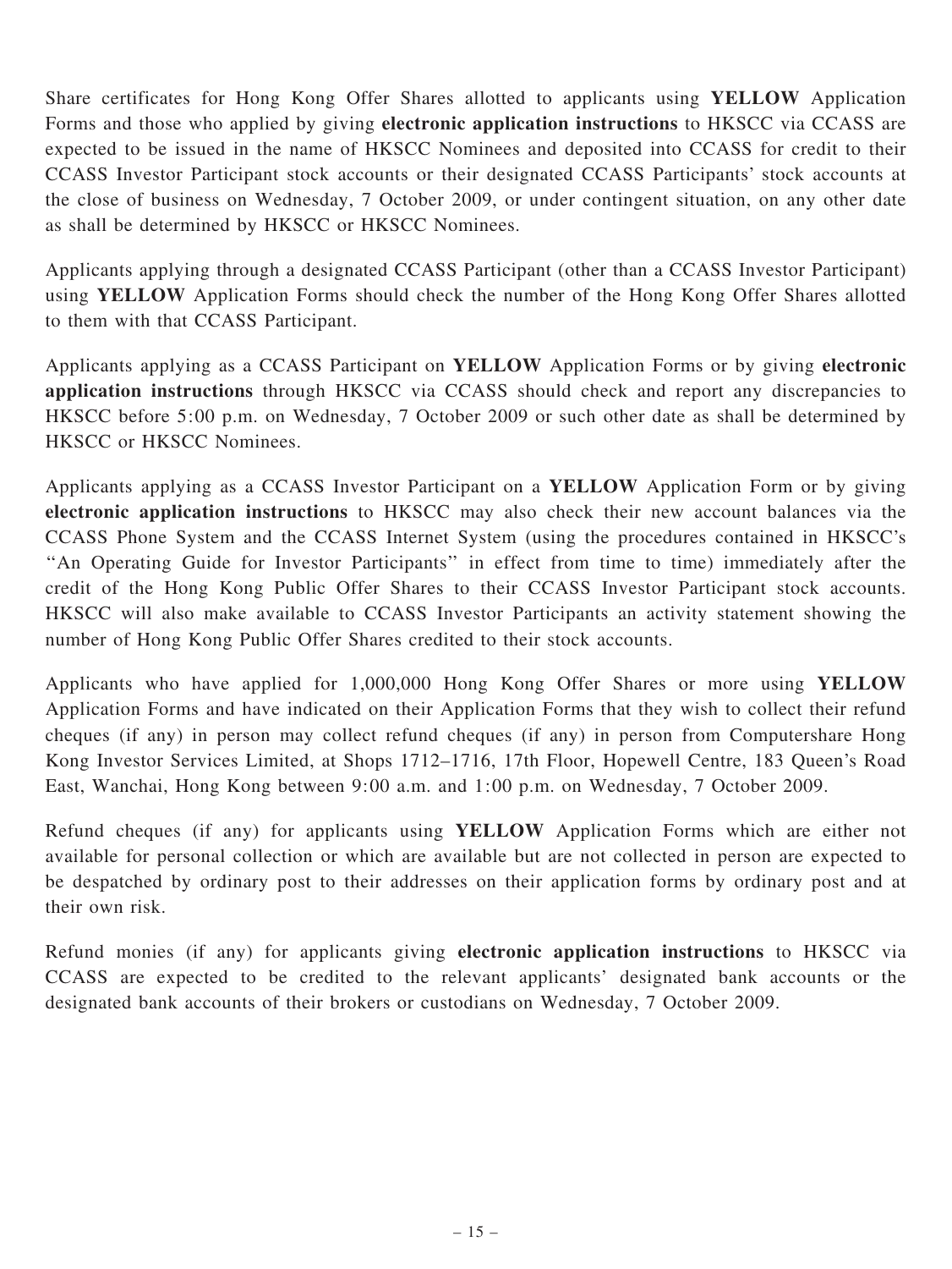Share certificates for Hong Kong Offer Shares allotted to applicants using **YELLOW** Application Forms and those who applied by giving **electronic application instructions** to HKSCC via CCASS are expected to be issued in the name of HKSCC Nominees and deposited into CCASS for credit to their CCASS Investor Participant stock accounts or their designated CCASS Participants' stock accounts at the close of business on Wednesday, 7 October 2009, or under contingent situation, on any other date as shall be determined by HKSCC or HKSCC Nominees.

Applicants applying through a designated CCASS Participant (other than a CCASS Investor Participant) using **YELLOW** Application Forms should check the number of the Hong Kong Offer Shares allotted to them with that CCASS Participant.

Applicants applying as a CCASS Participant on **YELLOW** Application Forms or by giving **electronic application instructions** through HKSCC via CCASS should check and report any discrepancies to HKSCC before 5:00 p.m. on Wednesday, 7 October 2009 or such other date as shall be determined by HKSCC or HKSCC Nominees.

Applicants applying as a CCASS Investor Participant on a **YELLOW** Application Form or by giving **electronic application instructions** to HKSCC may also check their new account balances via the CCASS Phone System and the CCASS Internet System (using the procedures contained in HKSCC's "An Operating Guide for Investor Participants" in effect from time to time) immediately after the credit of the Hong Kong Public Offer Shares to their CCASS Investor Participant stock accounts. HKSCC will also make available to CCASS Investor Participants an activity statement showing the number of Hong Kong Public Offer Shares credited to their stock accounts.

Applicants who have applied for 1,000,000 Hong Kong Offer Shares or more using **YELLOW** Application Forms and have indicated on their Application Forms that they wish to collect their refund cheques (if any) in person may collect refund cheques (if any) in person from Computershare Hong Kong Investor Services Limited, at Shops 1712–1716, 17th Floor, Hopewell Centre, 183 Queen's Road East, Wanchai, Hong Kong between 9:00 a.m. and 1:00 p.m. on Wednesday, 7 October 2009.

Refund cheques (if any) for applicants using **YELLOW** Application Forms which are either not available for personal collection or which are available but are not collected in person are expected to be despatched by ordinary post to their addresses on their application forms by ordinary post and at their own risk.

Refund monies (if any) for applicants giving **electronic application instructions** to HKSCC via CCASS are expected to be credited to the relevant applicants' designated bank accounts or the designated bank accounts of their brokers or custodians on Wednesday, 7 October 2009.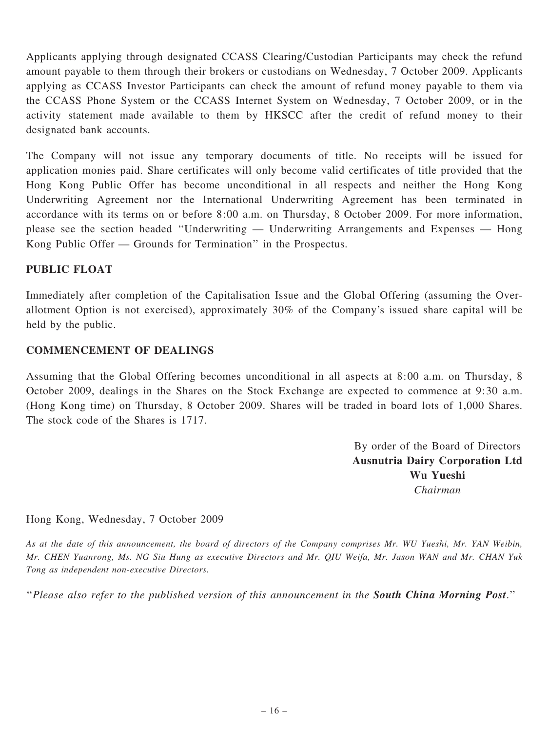Applicants applying through designated CCASS Clearing/Custodian Participants may check the refund amount payable to them through their brokers or custodians on Wednesday, 7 October 2009. Applicants applying as CCASS Investor Participants can check the amount of refund money payable to them via the CCASS Phone System or the CCASS Internet System on Wednesday, 7 October 2009, or in the activity statement made available to them by HKSCC after the credit of refund money to their designated bank accounts.

The Company will not issue any temporary documents of title. No receipts will be issued for application monies paid. Share certificates will only become valid certificates of title provided that the Hong Kong Public Offer has become unconditional in all respects and neither the Hong Kong Underwriting Agreement nor the International Underwriting Agreement has been terminated in accordance with its terms on or before 8:00 a.m. on Thursday, 8 October 2009. For more information, please see the section headed ''Underwriting — Underwriting Arrangements and Expenses — Hong Kong Public Offer — Grounds for Termination'' in the Prospectus.

## PUBLIC FLOAT

Immediately after completion of the Capitalisation Issue and the Global Offering (assuming the Over-allotment Option is not exercised), approximately 30% of the Company's issued share capital will be held by the public.

## COMMENCEMENT OF DEALINGS

Assuming that the Global Offering becomes unconditional in all aspects at 8:00 a.m. on Thursday, 8 October 2009, dealings in the Shares on the Stock Exchange are expected to commence at 9:30 a.m. (Hong Kong time) on Thursday, 8 October 2009. Shares will be traded in board lots of 1,000 Shares. The stock code of the Shares is 1717.

By order of the Board of Directors
**Ausnutria Dairy Corporation Ltd**
**Wu Yueshi**
*Chairman*

Hong Kong, Wednesday, 7 October 2009

*As at the date of this announcement, the board of directors of the Company comprises Mr. WU Yueshi, Mr. YAN Weibin, Mr. CHEN Yuanrong, Ms. NG Siu Hung as executive Directors and Mr. QIU Weifa, Mr. Jason WAN and Mr. CHAN Yuk Tong as independent non-executive Directors.*

"*Please also refer to the published version of this announcement in the **South China Morning Post**.*"